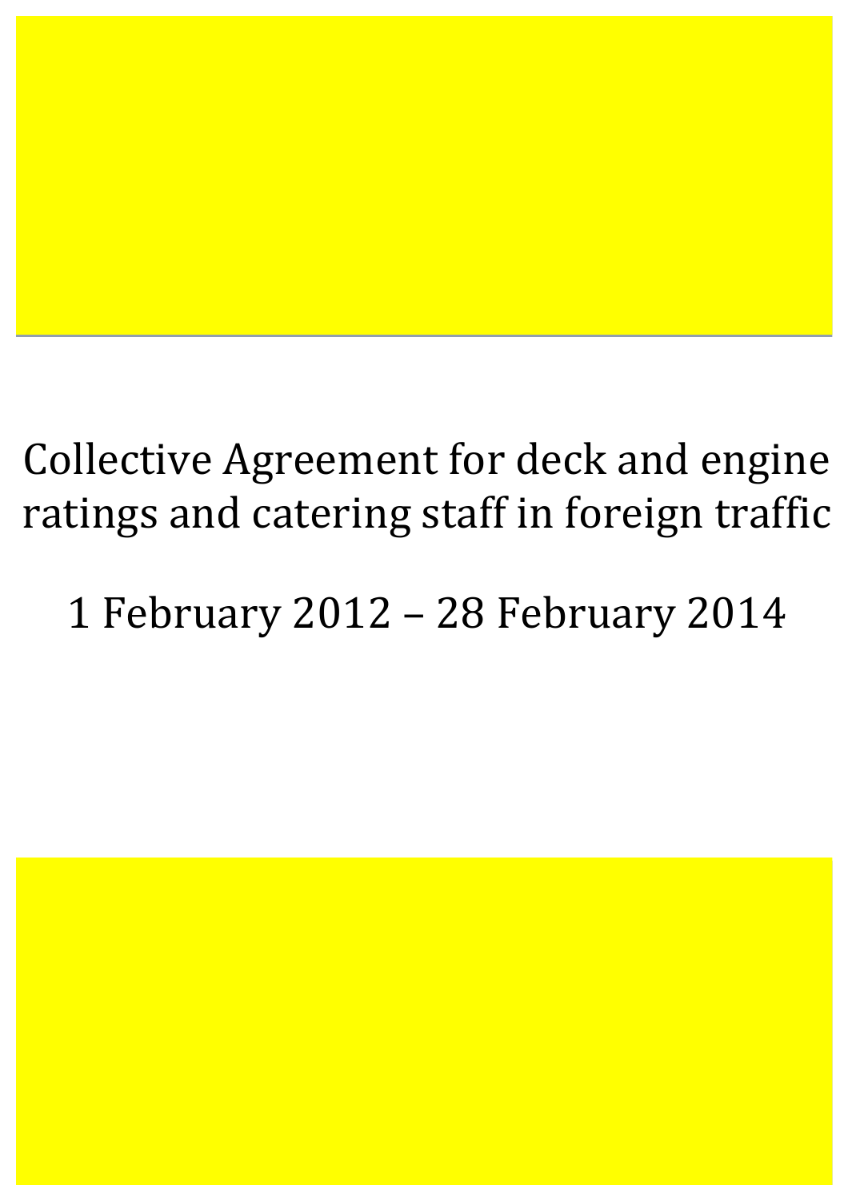# Collective Agreement for deck and engine ratings and catering staff in foreign traffic

## 1 February 2012 – 28 February 2014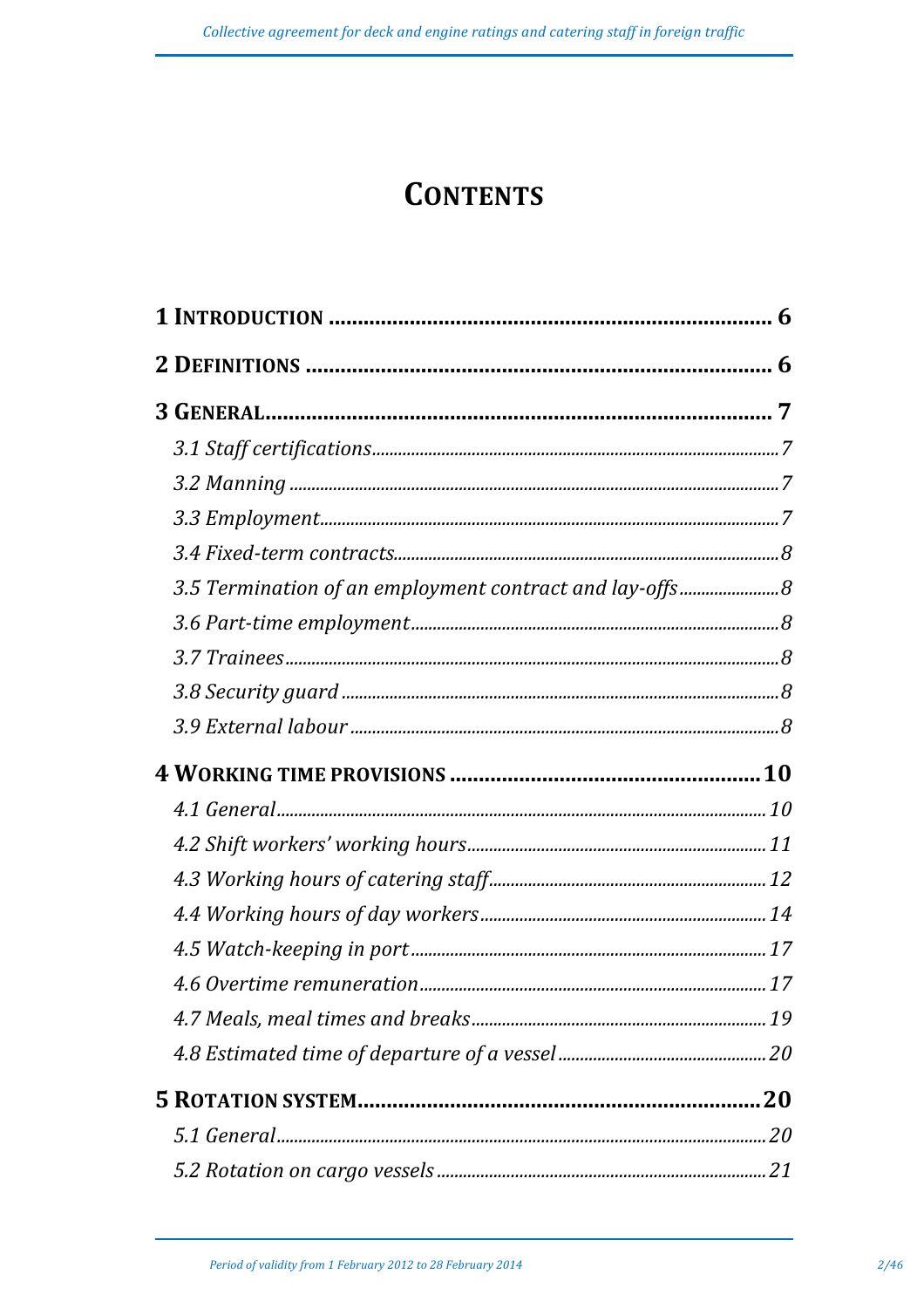# CONTENTS

**1 INTRODUCTION** ........ **6**

**2 DEFINITIONS** ........ **6**

**3 GENERAL** ........ **7**

*3.1 Staff certifications* ........ *7*

*3.2 Manning* ........ *7*

*3.3 Employment* ........ *7*

*3.4 Fixed-term contracts* ........ *8*

*3.5 Termination of an employment contract and lay-offs* ........ *8*

*3.6 Part-time employment* ........ *8*

*3.7 Trainees* ........ *8*

*3.8 Security guard* ........ *8*

*3.9 External labour* ........ *8*

**4 WORKING TIME PROVISIONS** ........ **10**

*4.1 General* ........ *10*

*4.2 Shift workers' working hours* ........ *11*

*4.3 Working hours of catering staff* ........ *12*

*4.4 Working hours of day workers* ........ *14*

*4.5 Watch-keeping in port* ........ *17*

*4.6 Overtime remuneration* ........ *17*

*4.7 Meals, meal times and breaks* ........ *19*

*4.8 Estimated time of departure of a vessel* ........ *20*

**5 ROTATION SYSTEM** ........ **20**

*5.1 General* ........ *20*

*5.2 Rotation on cargo vessels* ........ *21*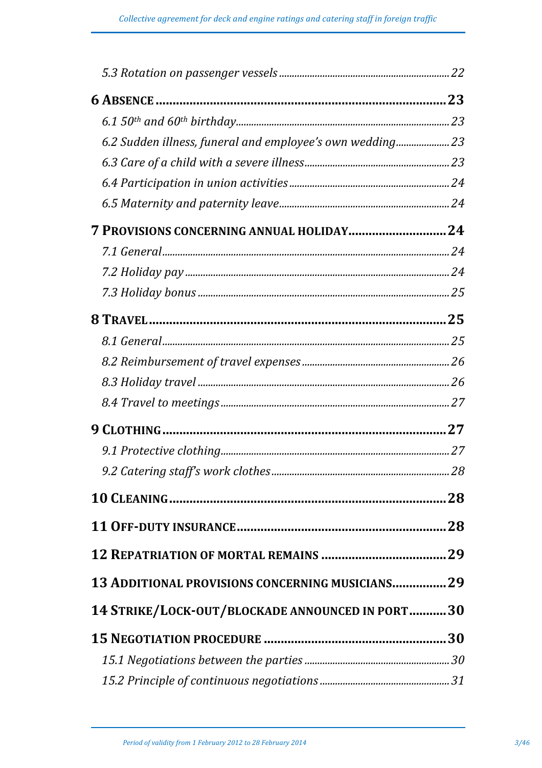*5.3 Rotation on passenger vessels* ........ 22

**6 ABSENCE** ........ **23**

*6.1 50th and 60th birthday* ........ 23

*6.2 Sudden illness, funeral and employee's own wedding* ........ 23

*6.3 Care of a child with a severe illness* ........ 23

*6.4 Participation in union activities* ........ 24

*6.5 Maternity and paternity leave* ........ 24

**7 PROVISIONS CONCERNING ANNUAL HOLIDAY** ........ **24**

*7.1 General* ........ 24

*7.2 Holiday pay* ........ 24

*7.3 Holiday bonus* ........ 25

**8 TRAVEL** ........ **25**

*8.1 General* ........ 25

*8.2 Reimbursement of travel expenses* ........ 26

*8.3 Holiday travel* ........ 26

*8.4 Travel to meetings* ........ 27

**9 CLOTHING** ........ **27**

*9.1 Protective clothing* ........ 27

*9.2 Catering staff's work clothes* ........ 28

**10 CLEANING** ........ **28**

**11 OFF-DUTY INSURANCE** ........ **28**

**12 REPATRIATION OF MORTAL REMAINS** ........ **29**

**13 ADDITIONAL PROVISIONS CONCERNING MUSICIANS** ........ **29**

**14 STRIKE/LOCK-OUT/BLOCKADE ANNOUNCED IN PORT** ........ **30**

**15 NEGOTIATION PROCEDURE** ........ **30**

*15.1 Negotiations between the parties* ........ 30

*15.2 Principle of continuous negotiations* ........ 31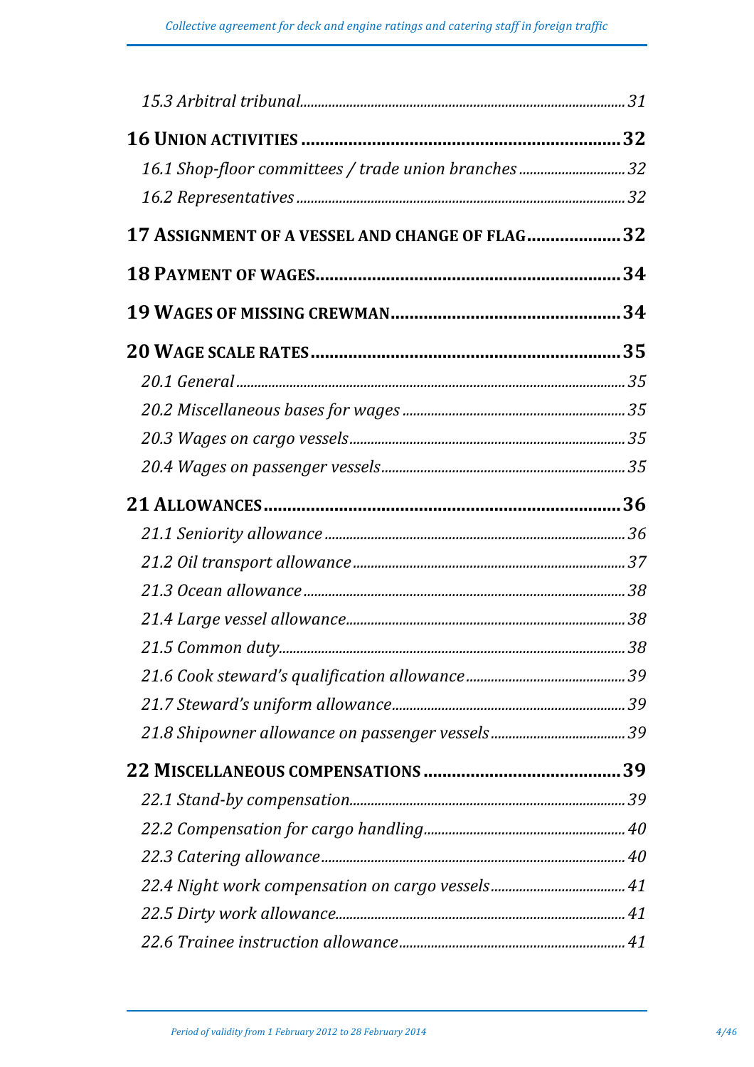*15.3 Arbitral tribunal* ........ 31

**16 Union activities** ........ **32**

*16.1 Shop-floor committees / trade union branches* ........ 32

*16.2 Representatives* ........ 32

**17 Assignment of a vessel and change of flag** ........ **32**

**18 Payment of wages** ........ **34**

**19 Wages of missing crewman** ........ **34**

**20 Wage scale rates** ........ **35**

*20.1 General* ........ 35

*20.2 Miscellaneous bases for wages* ........ 35

*20.3 Wages on cargo vessels* ........ 35

*20.4 Wages on passenger vessels* ........ 35

**21 Allowances** ........ **36**

*21.1 Seniority allowance* ........ 36

*21.2 Oil transport allowance* ........ 37

*21.3 Ocean allowance* ........ 38

*21.4 Large vessel allowance* ........ 38

*21.5 Common duty* ........ 38

*21.6 Cook steward's qualification allowance* ........ 39

*21.7 Steward's uniform allowance* ........ 39

*21.8 Shipowner allowance on passenger vessels* ........ 39

**22 Miscellaneous compensations** ........ **39**

*22.1 Stand-by compensation* ........ 39

*22.2 Compensation for cargo handling* ........ 40

*22.3 Catering allowance* ........ 40

*22.4 Night work compensation on cargo vessels* ........ 41

*22.5 Dirty work allowance* ........ 41

*22.6 Trainee instruction allowance* ........ 41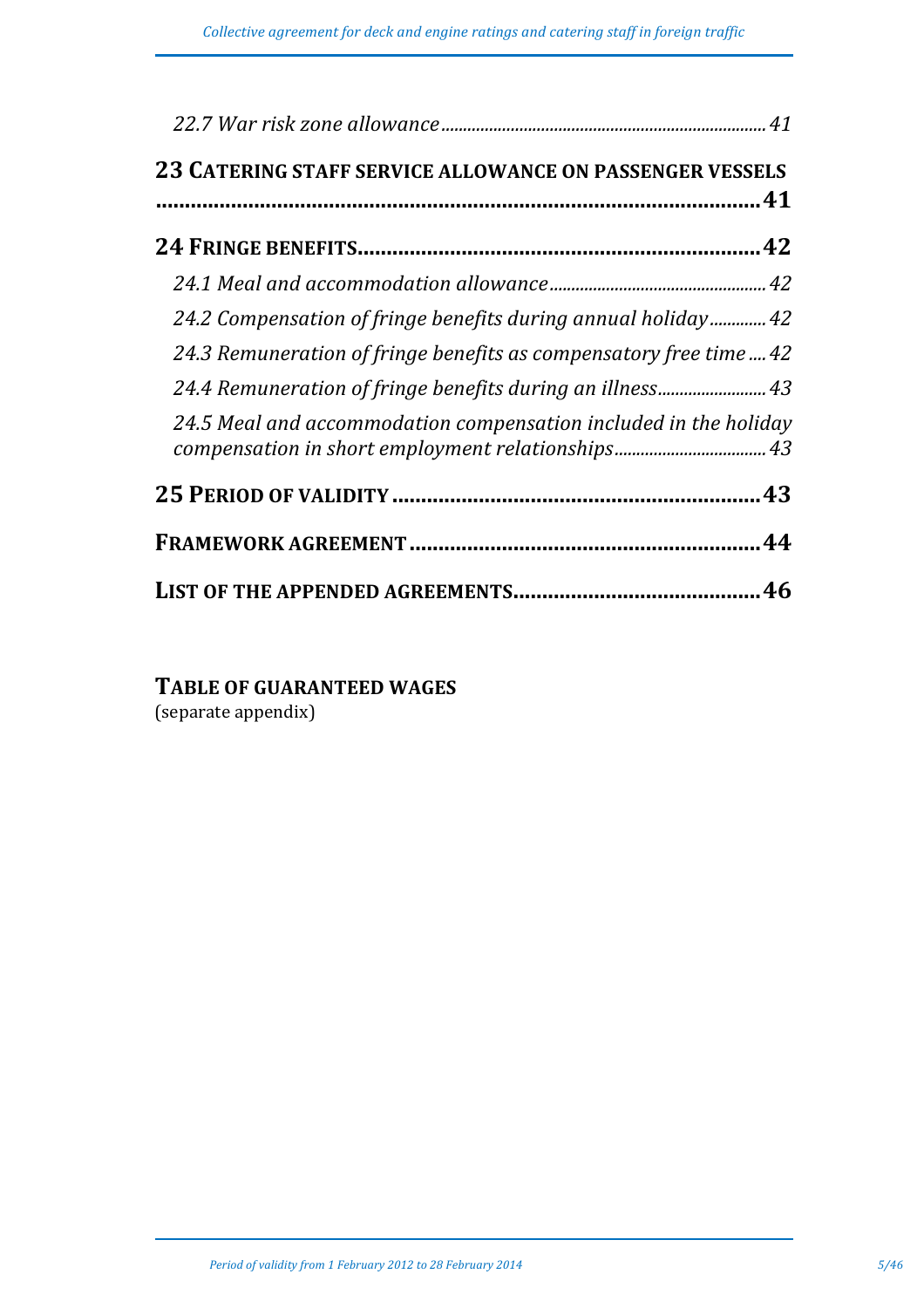*22.7 War risk zone allowance* ........................................................................ 41

**23 CATERING STAFF SERVICE ALLOWANCE ON PASSENGER VESSELS** ........................................................................ **41**

**24 FRINGE BENEFITS** ........................................................................ **42**

*24.1 Meal and accommodation allowance* ........................................................................ 42

*24.2 Compensation of fringe benefits during annual holiday* ............. 42

*24.3 Remuneration of fringe benefits as compensatory free time* .... 42

*24.4 Remuneration of fringe benefits during an illness* ......................... 43

*24.5 Meal and accommodation compensation included in the holiday compensation in short employment relationships* .................................. 43

**25 PERIOD OF VALIDITY** ........................................................................ **43**

**FRAMEWORK AGREEMENT** ........................................................................ **44**

**LIST OF THE APPENDED AGREEMENTS** ........................................ **46**

**TABLE OF GUARANTEED WAGES**
(separate appendix)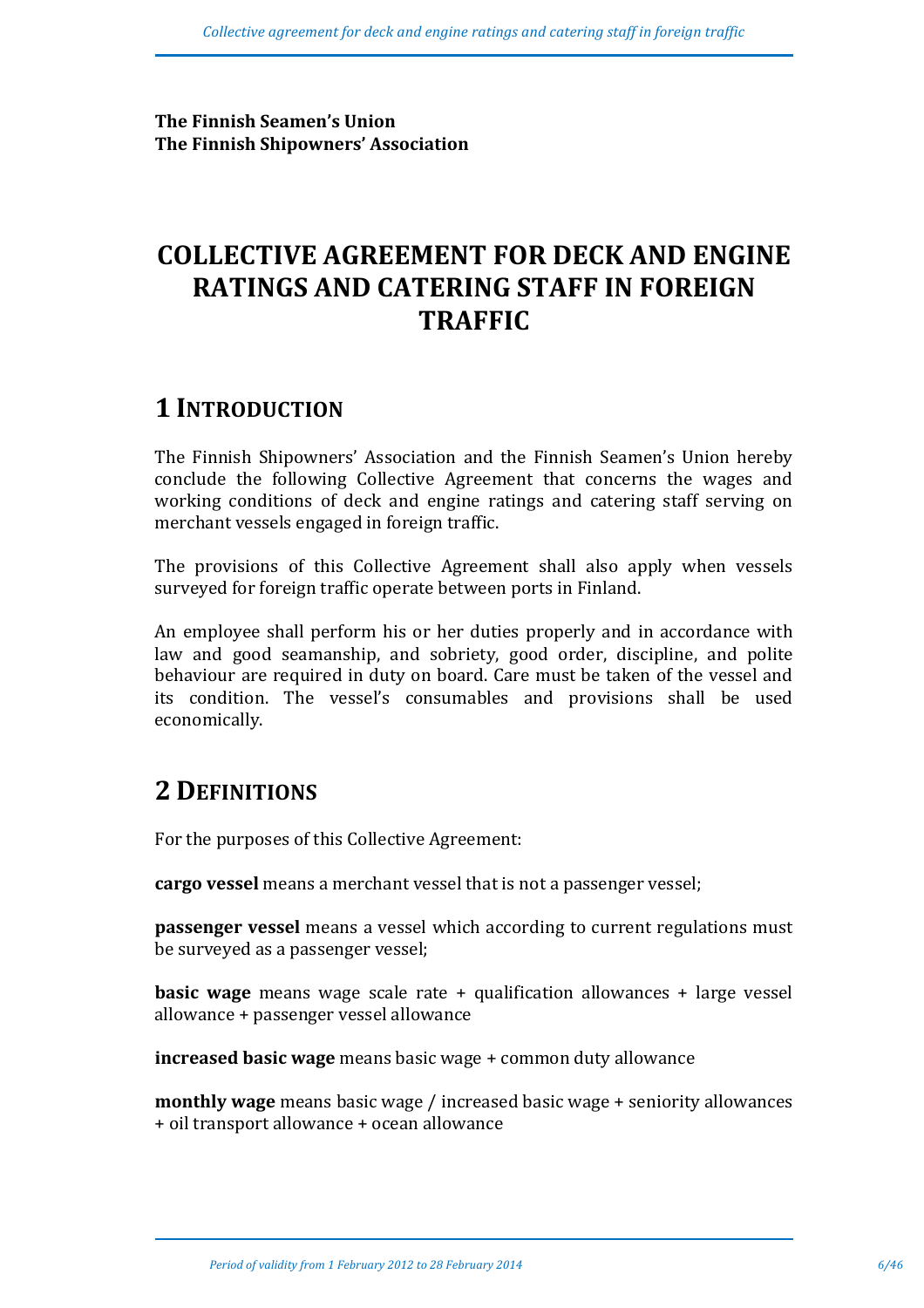**The Finnish Seamen's Union**
**The Finnish Shipowners' Association**

# COLLECTIVE AGREEMENT FOR DECK AND ENGINE RATINGS AND CATERING STAFF IN FOREIGN TRAFFIC

## 1 INTRODUCTION

The Finnish Shipowners' Association and the Finnish Seamen's Union hereby conclude the following Collective Agreement that concerns the wages and working conditions of deck and engine ratings and catering staff serving on merchant vessels engaged in foreign traffic.

The provisions of this Collective Agreement shall also apply when vessels surveyed for foreign traffic operate between ports in Finland.

An employee shall perform his or her duties properly and in accordance with law and good seamanship, and sobriety, good order, discipline, and polite behaviour are required in duty on board. Care must be taken of the vessel and its condition. The vessel's consumables and provisions shall be used economically.

## 2 DEFINITIONS

For the purposes of this Collective Agreement:

**cargo vessel** means a merchant vessel that is not a passenger vessel;

**passenger vessel** means a vessel which according to current regulations must be surveyed as a passenger vessel;

**basic wage** means wage scale rate + qualification allowances + large vessel allowance + passenger vessel allowance

**increased basic wage** means basic wage + common duty allowance

**monthly wage** means basic wage / increased basic wage + seniority allowances + oil transport allowance + ocean allowance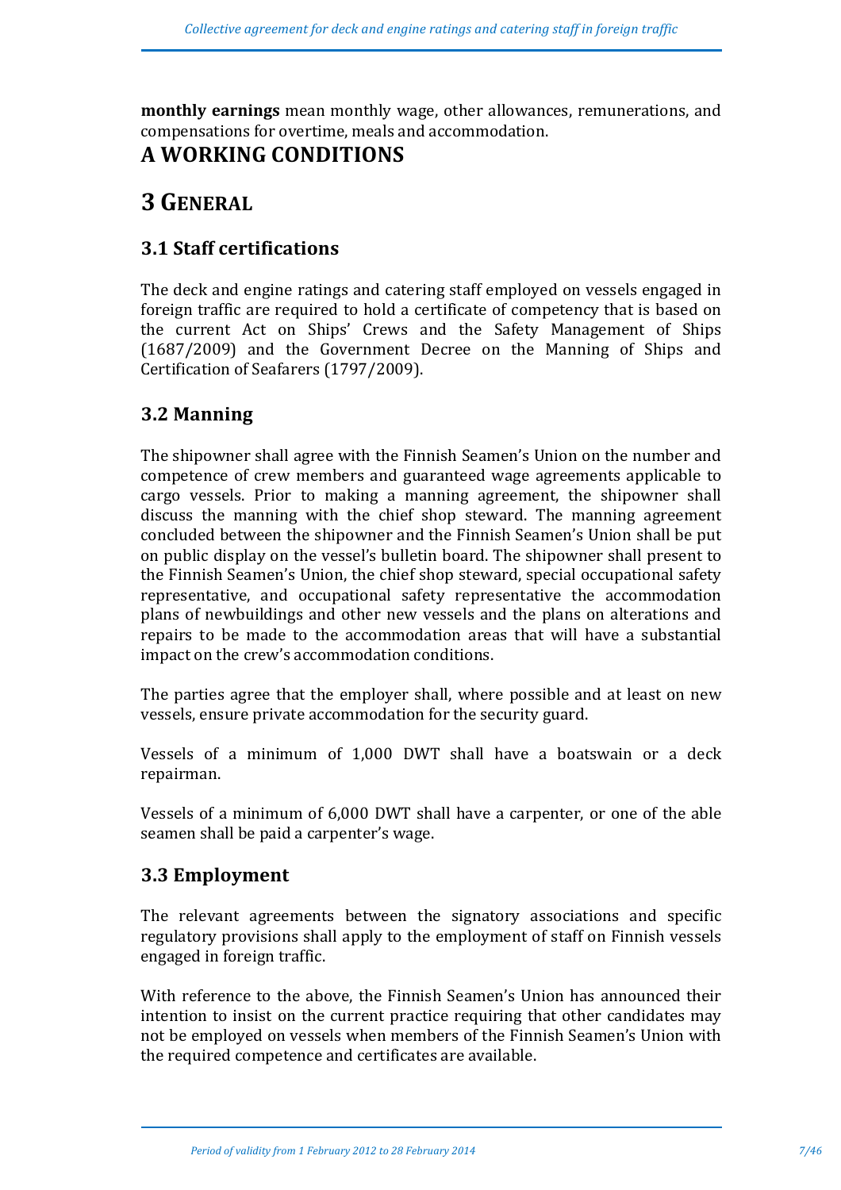**monthly earnings** mean monthly wage, other allowances, remunerations, and compensations for overtime, meals and accommodation.

# A WORKING CONDITIONS

# 3 GENERAL

## 3.1 Staff certifications

The deck and engine ratings and catering staff employed on vessels engaged in foreign traffic are required to hold a certificate of competency that is based on the current Act on Ships' Crews and the Safety Management of Ships (1687/2009) and the Government Decree on the Manning of Ships and Certification of Seafarers (1797/2009).

## 3.2 Manning

The shipowner shall agree with the Finnish Seamen's Union on the number and competence of crew members and guaranteed wage agreements applicable to cargo vessels. Prior to making a manning agreement, the shipowner shall discuss the manning with the chief shop steward. The manning agreement concluded between the shipowner and the Finnish Seamen's Union shall be put on public display on the vessel's bulletin board. The shipowner shall present to the Finnish Seamen's Union, the chief shop steward, special occupational safety representative, and occupational safety representative the accommodation plans of newbuildings and other new vessels and the plans on alterations and repairs to be made to the accommodation areas that will have a substantial impact on the crew's accommodation conditions.

The parties agree that the employer shall, where possible and at least on new vessels, ensure private accommodation for the security guard.

Vessels of a minimum of 1,000 DWT shall have a boatswain or a deck repairman.

Vessels of a minimum of 6,000 DWT shall have a carpenter, or one of the able seamen shall be paid a carpenter's wage.

## 3.3 Employment

The relevant agreements between the signatory associations and specific regulatory provisions shall apply to the employment of staff on Finnish vessels engaged in foreign traffic.

With reference to the above, the Finnish Seamen's Union has announced their intention to insist on the current practice requiring that other candidates may not be employed on vessels when members of the Finnish Seamen's Union with the required competence and certificates are available.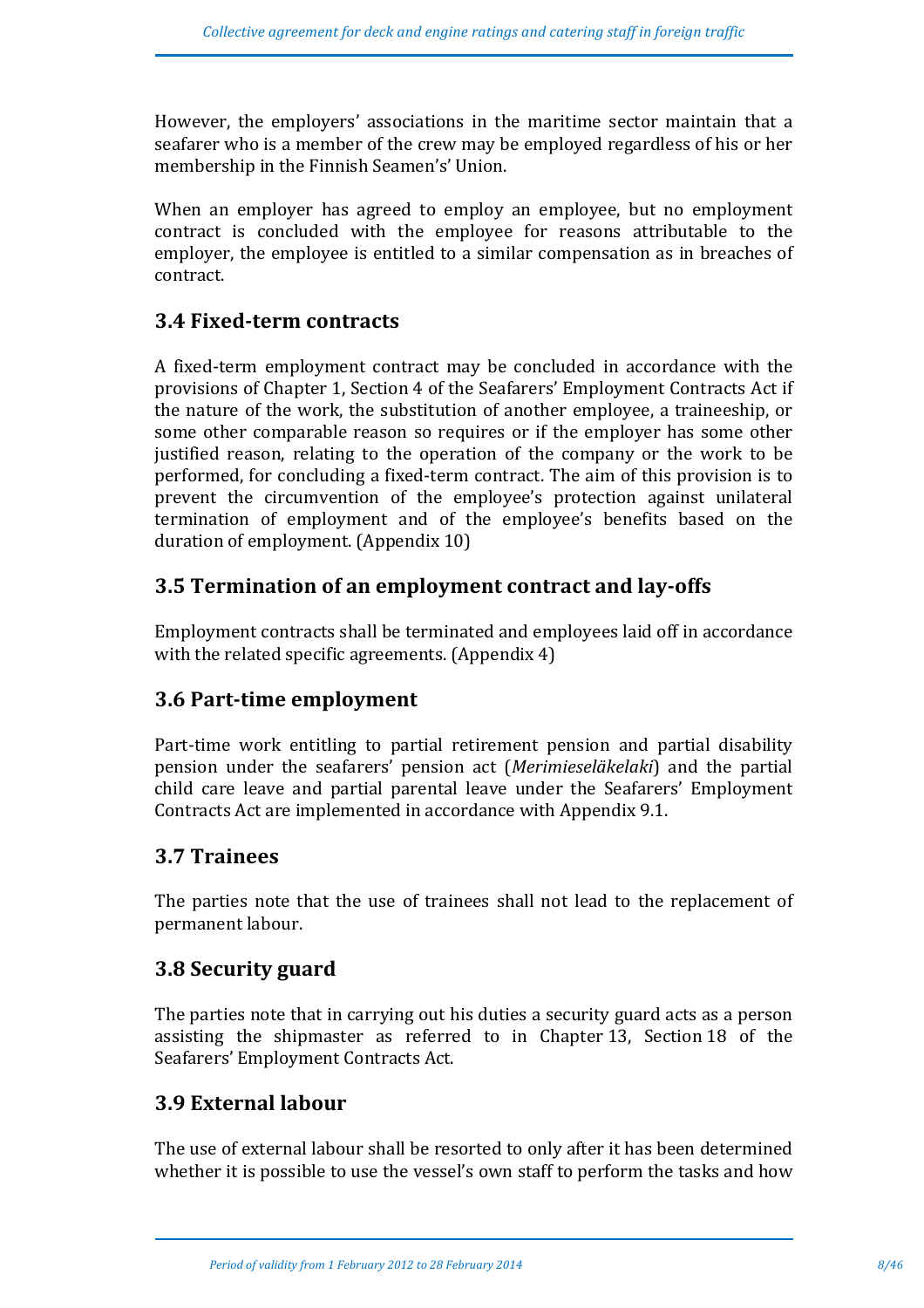However, the employers' associations in the maritime sector maintain that a seafarer who is a member of the crew may be employed regardless of his or her membership in the Finnish Seamen's' Union.

When an employer has agreed to employ an employee, but no employment contract is concluded with the employee for reasons attributable to the employer, the employee is entitled to a similar compensation as in breaches of contract.

## 3.4 Fixed-term contracts

A fixed-term employment contract may be concluded in accordance with the provisions of Chapter 1, Section 4 of the Seafarers' Employment Contracts Act if the nature of the work, the substitution of another employee, a traineeship, or some other comparable reason so requires or if the employer has some other justified reason, relating to the operation of the company or the work to be performed, for concluding a fixed-term contract. The aim of this provision is to prevent the circumvention of the employee's protection against unilateral termination of employment and of the employee's benefits based on the duration of employment. (Appendix 10)

## 3.5 Termination of an employment contract and lay-offs

Employment contracts shall be terminated and employees laid off in accordance with the related specific agreements. (Appendix 4)

## 3.6 Part-time employment

Part-time work entitling to partial retirement pension and partial disability pension under the seafarers' pension act (*Merimieseläkelaki*) and the partial child care leave and partial parental leave under the Seafarers' Employment Contracts Act are implemented in accordance with Appendix 9.1.

## 3.7 Trainees

The parties note that the use of trainees shall not lead to the replacement of permanent labour.

## 3.8 Security guard

The parties note that in carrying out his duties a security guard acts as a person assisting the shipmaster as referred to in Chapter 13, Section 18 of the Seafarers' Employment Contracts Act.

## 3.9 External labour

The use of external labour shall be resorted to only after it has been determined whether it is possible to use the vessel's own staff to perform the tasks and how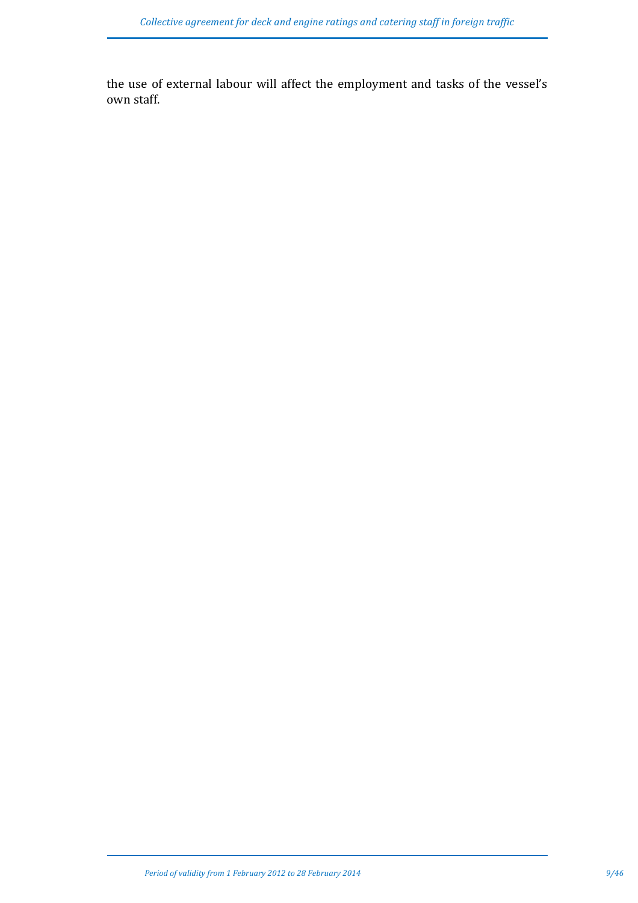the use of external labour will affect the employment and tasks of the vessel's own staff.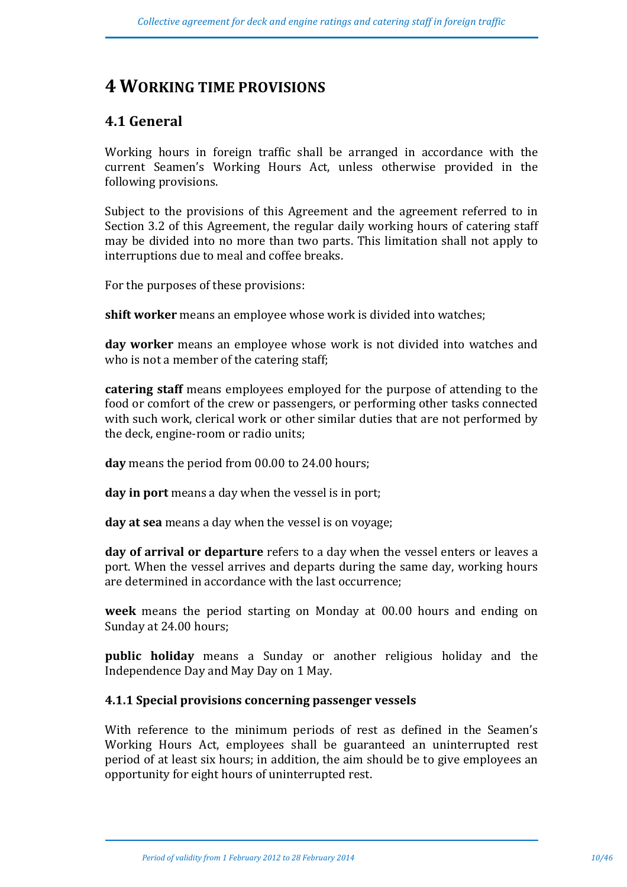# 4 WORKING TIME PROVISIONS

## 4.1 General

Working hours in foreign traffic shall be arranged in accordance with the current Seamen's Working Hours Act, unless otherwise provided in the following provisions.

Subject to the provisions of this Agreement and the agreement referred to in Section 3.2 of this Agreement, the regular daily working hours of catering staff may be divided into no more than two parts. This limitation shall not apply to interruptions due to meal and coffee breaks.

For the purposes of these provisions:

**shift worker** means an employee whose work is divided into watches;

**day worker** means an employee whose work is not divided into watches and who is not a member of the catering staff;

**catering staff** means employees employed for the purpose of attending to the food or comfort of the crew or passengers, or performing other tasks connected with such work, clerical work or other similar duties that are not performed by the deck, engine-room or radio units;

**day** means the period from 00.00 to 24.00 hours;

**day in port** means a day when the vessel is in port;

**day at sea** means a day when the vessel is on voyage;

**day of arrival or departure** refers to a day when the vessel enters or leaves a port. When the vessel arrives and departs during the same day, working hours are determined in accordance with the last occurrence;

**week** means the period starting on Monday at 00.00 hours and ending on Sunday at 24.00 hours;

**public holiday** means a Sunday or another religious holiday and the Independence Day and May Day on 1 May.

### 4.1.1 Special provisions concerning passenger vessels

With reference to the minimum periods of rest as defined in the Seamen's Working Hours Act, employees shall be guaranteed an uninterrupted rest period of at least six hours; in addition, the aim should be to give employees an opportunity for eight hours of uninterrupted rest.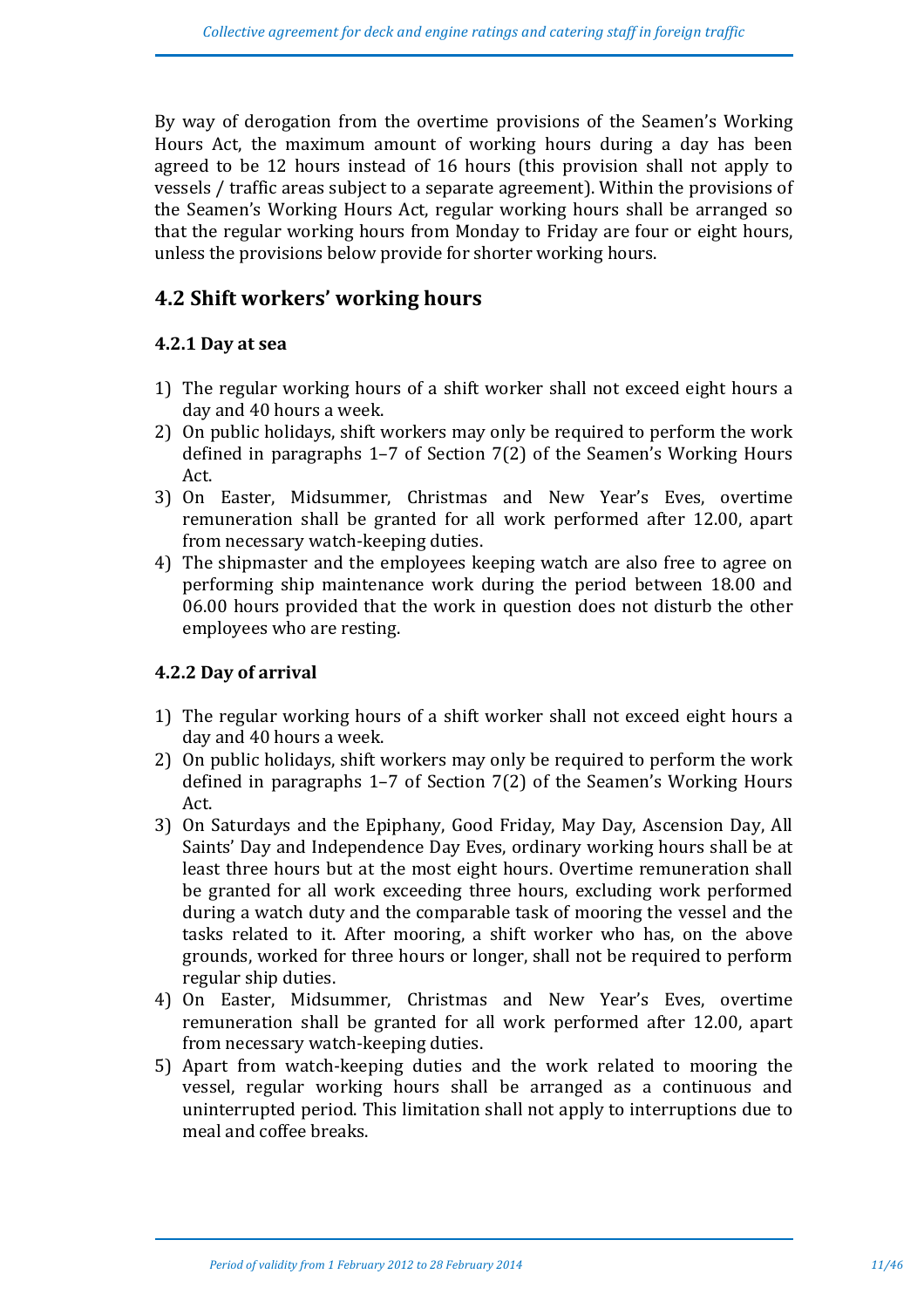By way of derogation from the overtime provisions of the Seamen's Working Hours Act, the maximum amount of working hours during a day has been agreed to be 12 hours instead of 16 hours (this provision shall not apply to vessels / traffic areas subject to a separate agreement). Within the provisions of the Seamen's Working Hours Act, regular working hours shall be arranged so that the regular working hours from Monday to Friday are four or eight hours, unless the provisions below provide for shorter working hours.

## 4.2 Shift workers' working hours

### 4.2.1 Day at sea

1) The regular working hours of a shift worker shall not exceed eight hours a day and 40 hours a week.
2) On public holidays, shift workers may only be required to perform the work defined in paragraphs 1–7 of Section 7(2) of the Seamen's Working Hours Act.
3) On Easter, Midsummer, Christmas and New Year's Eves, overtime remuneration shall be granted for all work performed after 12.00, apart from necessary watch-keeping duties.
4) The shipmaster and the employees keeping watch are also free to agree on performing ship maintenance work during the period between 18.00 and 06.00 hours provided that the work in question does not disturb the other employees who are resting.

### 4.2.2 Day of arrival

1) The regular working hours of a shift worker shall not exceed eight hours a day and 40 hours a week.
2) On public holidays, shift workers may only be required to perform the work defined in paragraphs 1–7 of Section 7(2) of the Seamen's Working Hours Act.
3) On Saturdays and the Epiphany, Good Friday, May Day, Ascension Day, All Saints' Day and Independence Day Eves, ordinary working hours shall be at least three hours but at the most eight hours. Overtime remuneration shall be granted for all work exceeding three hours, excluding work performed during a watch duty and the comparable task of mooring the vessel and the tasks related to it. After mooring, a shift worker who has, on the above grounds, worked for three hours or longer, shall not be required to perform regular ship duties.
4) On Easter, Midsummer, Christmas and New Year's Eves, overtime remuneration shall be granted for all work performed after 12.00, apart from necessary watch-keeping duties.
5) Apart from watch-keeping duties and the work related to mooring the vessel, regular working hours shall be arranged as a continuous and uninterrupted period. This limitation shall not apply to interruptions due to meal and coffee breaks.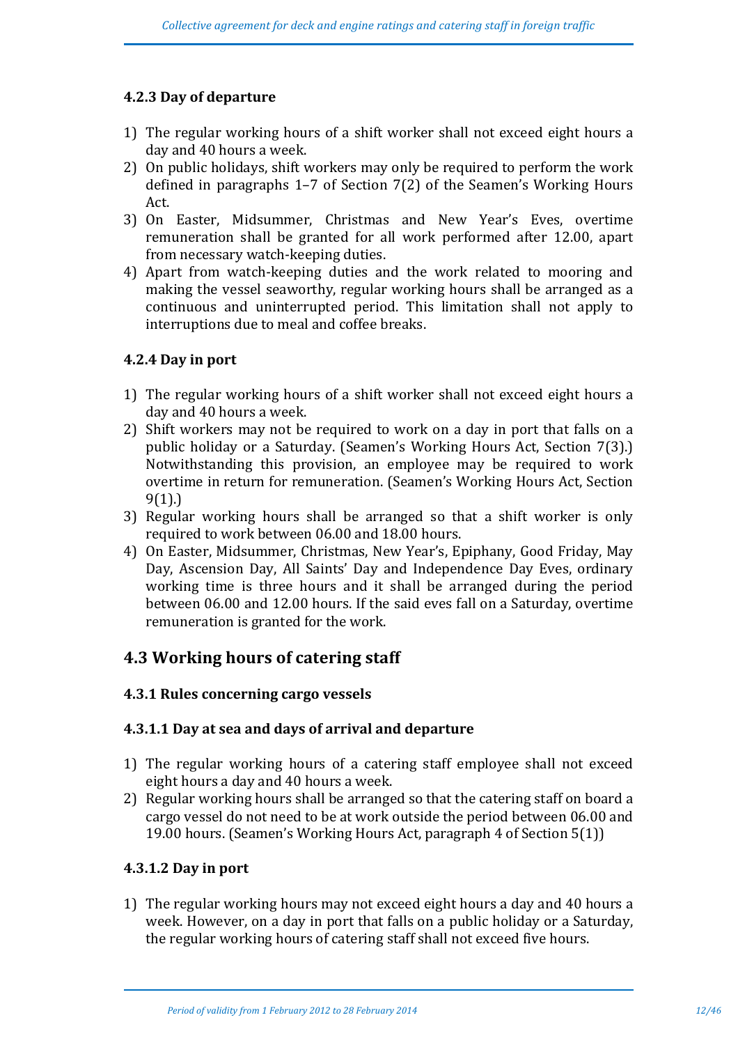### 4.2.3 Day of departure

1) The regular working hours of a shift worker shall not exceed eight hours a day and 40 hours a week.
2) On public holidays, shift workers may only be required to perform the work defined in paragraphs 1–7 of Section 7(2) of the Seamen's Working Hours Act.
3) On Easter, Midsummer, Christmas and New Year's Eves, overtime remuneration shall be granted for all work performed after 12.00, apart from necessary watch-keeping duties.
4) Apart from watch-keeping duties and the work related to mooring and making the vessel seaworthy, regular working hours shall be arranged as a continuous and uninterrupted period. This limitation shall not apply to interruptions due to meal and coffee breaks.

### 4.2.4 Day in port

1) The regular working hours of a shift worker shall not exceed eight hours a day and 40 hours a week.
2) Shift workers may not be required to work on a day in port that falls on a public holiday or a Saturday. (Seamen's Working Hours Act, Section 7(3).) Notwithstanding this provision, an employee may be required to work overtime in return for remuneration. (Seamen's Working Hours Act, Section 9(1).)
3) Regular working hours shall be arranged so that a shift worker is only required to work between 06.00 and 18.00 hours.
4) On Easter, Midsummer, Christmas, New Year's, Epiphany, Good Friday, May Day, Ascension Day, All Saints' Day and Independence Day Eves, ordinary working time is three hours and it shall be arranged during the period between 06.00 and 12.00 hours. If the said eves fall on a Saturday, overtime remuneration is granted for the work.

## 4.3 Working hours of catering staff

### 4.3.1 Rules concerning cargo vessels

### 4.3.1.1 Day at sea and days of arrival and departure

1) The regular working hours of a catering staff employee shall not exceed eight hours a day and 40 hours a week.
2) Regular working hours shall be arranged so that the catering staff on board a cargo vessel do not need to be at work outside the period between 06.00 and 19.00 hours. (Seamen's Working Hours Act, paragraph 4 of Section 5(1))

### 4.3.1.2 Day in port

1) The regular working hours may not exceed eight hours a day and 40 hours a week. However, on a day in port that falls on a public holiday or a Saturday, the regular working hours of catering staff shall not exceed five hours.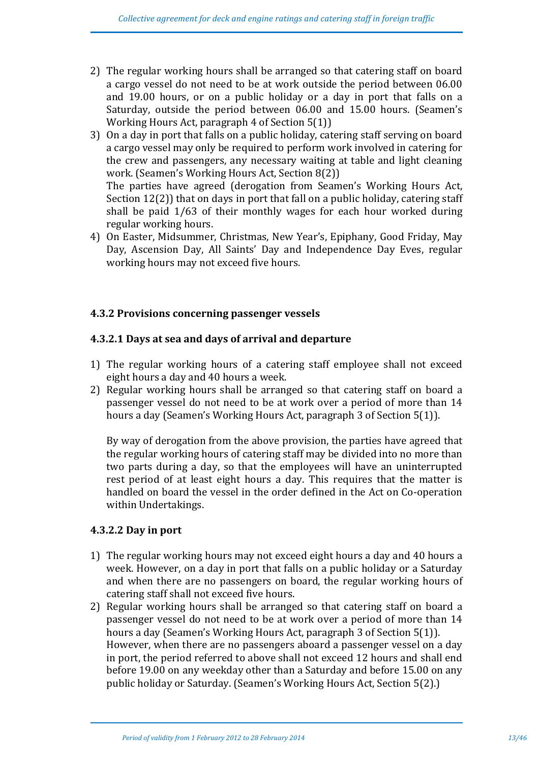2) The regular working hours shall be arranged so that catering staff on board a cargo vessel do not need to be at work outside the period between 06.00 and 19.00 hours, or on a public holiday or a day in port that falls on a Saturday, outside the period between 06.00 and 15.00 hours. (Seamen's Working Hours Act, paragraph 4 of Section 5(1))
3) On a day in port that falls on a public holiday, catering staff serving on board a cargo vessel may only be required to perform work involved in catering for the crew and passengers, any necessary waiting at table and light cleaning work. (Seamen's Working Hours Act, Section 8(2))
   The parties have agreed (derogation from Seamen's Working Hours Act, Section 12(2)) that on days in port that fall on a public holiday, catering staff shall be paid 1/63 of their monthly wages for each hour worked during regular working hours.
4) On Easter, Midsummer, Christmas, New Year's, Epiphany, Good Friday, May Day, Ascension Day, All Saints' Day and Independence Day Eves, regular working hours may not exceed five hours.

### 4.3.2 Provisions concerning passenger vessels

#### 4.3.2.1 Days at sea and days of arrival and departure

1) The regular working hours of a catering staff employee shall not exceed eight hours a day and 40 hours a week.
2) Regular working hours shall be arranged so that catering staff on board a passenger vessel do not need to be at work over a period of more than 14 hours a day (Seamen's Working Hours Act, paragraph 3 of Section 5(1)).

   By way of derogation from the above provision, the parties have agreed that the regular working hours of catering staff may be divided into no more than two parts during a day, so that the employees will have an uninterrupted rest period of at least eight hours a day. This requires that the matter is handled on board the vessel in the order defined in the Act on Co-operation within Undertakings.

#### 4.3.2.2 Day in port

1) The regular working hours may not exceed eight hours a day and 40 hours a week. However, on a day in port that falls on a public holiday or a Saturday and when there are no passengers on board, the regular working hours of catering staff shall not exceed five hours.
2) Regular working hours shall be arranged so that catering staff on board a passenger vessel do not need to be at work over a period of more than 14 hours a day (Seamen's Working Hours Act, paragraph 3 of Section 5(1)).
   However, when there are no passengers aboard a passenger vessel on a day in port, the period referred to above shall not exceed 12 hours and shall end before 19.00 on any weekday other than a Saturday and before 15.00 on any public holiday or Saturday. (Seamen's Working Hours Act, Section 5(2).)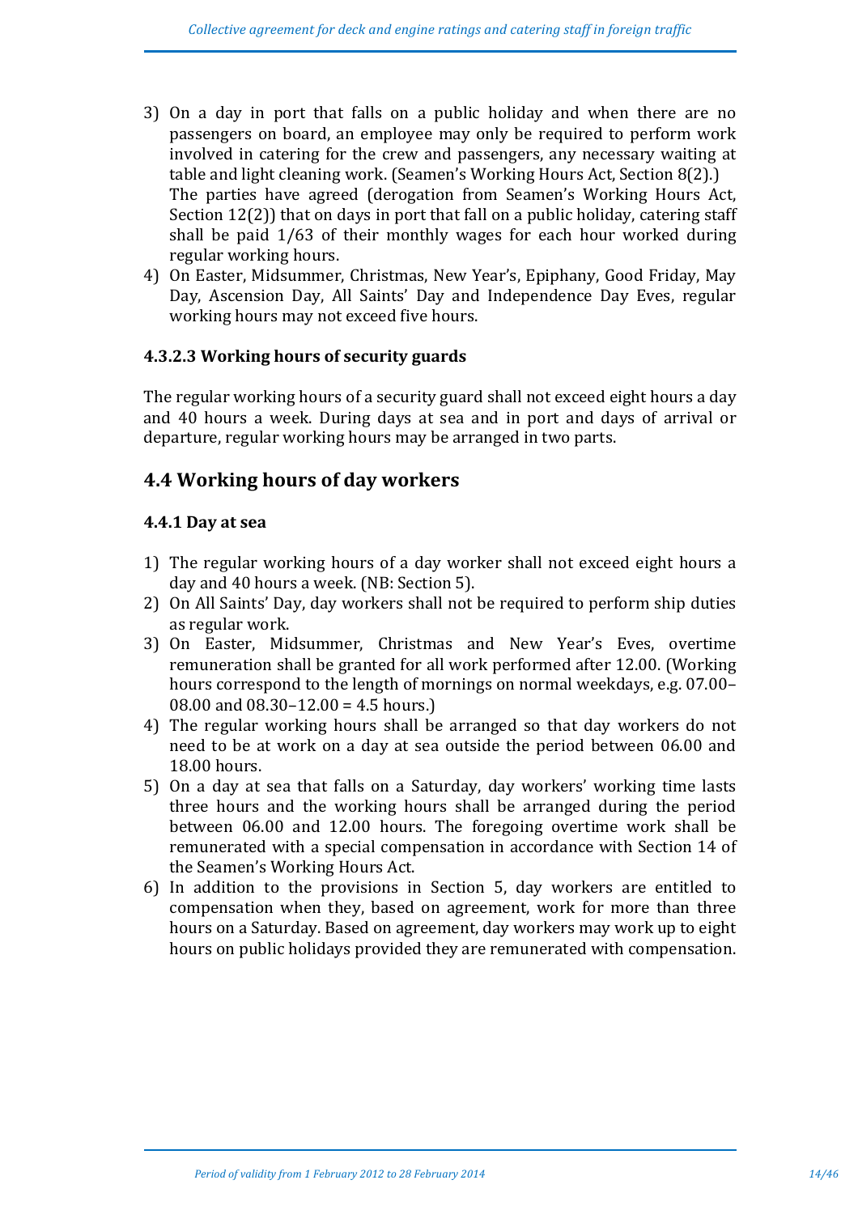3) On a day in port that falls on a public holiday and when there are no passengers on board, an employee may only be required to perform work involved in catering for the crew and passengers, any necessary waiting at table and light cleaning work. (Seamen's Working Hours Act, Section 8(2).)
   The parties have agreed (derogation from Seamen's Working Hours Act, Section 12(2)) that on days in port that fall on a public holiday, catering staff shall be paid 1/63 of their monthly wages for each hour worked during regular working hours.
4) On Easter, Midsummer, Christmas, New Year's, Epiphany, Good Friday, May Day, Ascension Day, All Saints' Day and Independence Day Eves, regular working hours may not exceed five hours.

### 4.3.2.3 Working hours of security guards

The regular working hours of a security guard shall not exceed eight hours a day and 40 hours a week. During days at sea and in port and days of arrival or departure, regular working hours may be arranged in two parts.

## 4.4 Working hours of day workers

### 4.4.1 Day at sea

1) The regular working hours of a day worker shall not exceed eight hours a day and 40 hours a week. (NB: Section 5).
2) On All Saints' Day, day workers shall not be required to perform ship duties as regular work.
3) On Easter, Midsummer, Christmas and New Year's Eves, overtime remuneration shall be granted for all work performed after 12.00. (Working hours correspond to the length of mornings on normal weekdays, e.g. 07.00–08.00 and 08.30–12.00 = 4.5 hours.)
4) The regular working hours shall be arranged so that day workers do not need to be at work on a day at sea outside the period between 06.00 and 18.00 hours.
5) On a day at sea that falls on a Saturday, day workers' working time lasts three hours and the working hours shall be arranged during the period between 06.00 and 12.00 hours. The foregoing overtime work shall be remunerated with a special compensation in accordance with Section 14 of the Seamen's Working Hours Act.
6) In addition to the provisions in Section 5, day workers are entitled to compensation when they, based on agreement, work for more than three hours on a Saturday. Based on agreement, day workers may work up to eight hours on public holidays provided they are remunerated with compensation.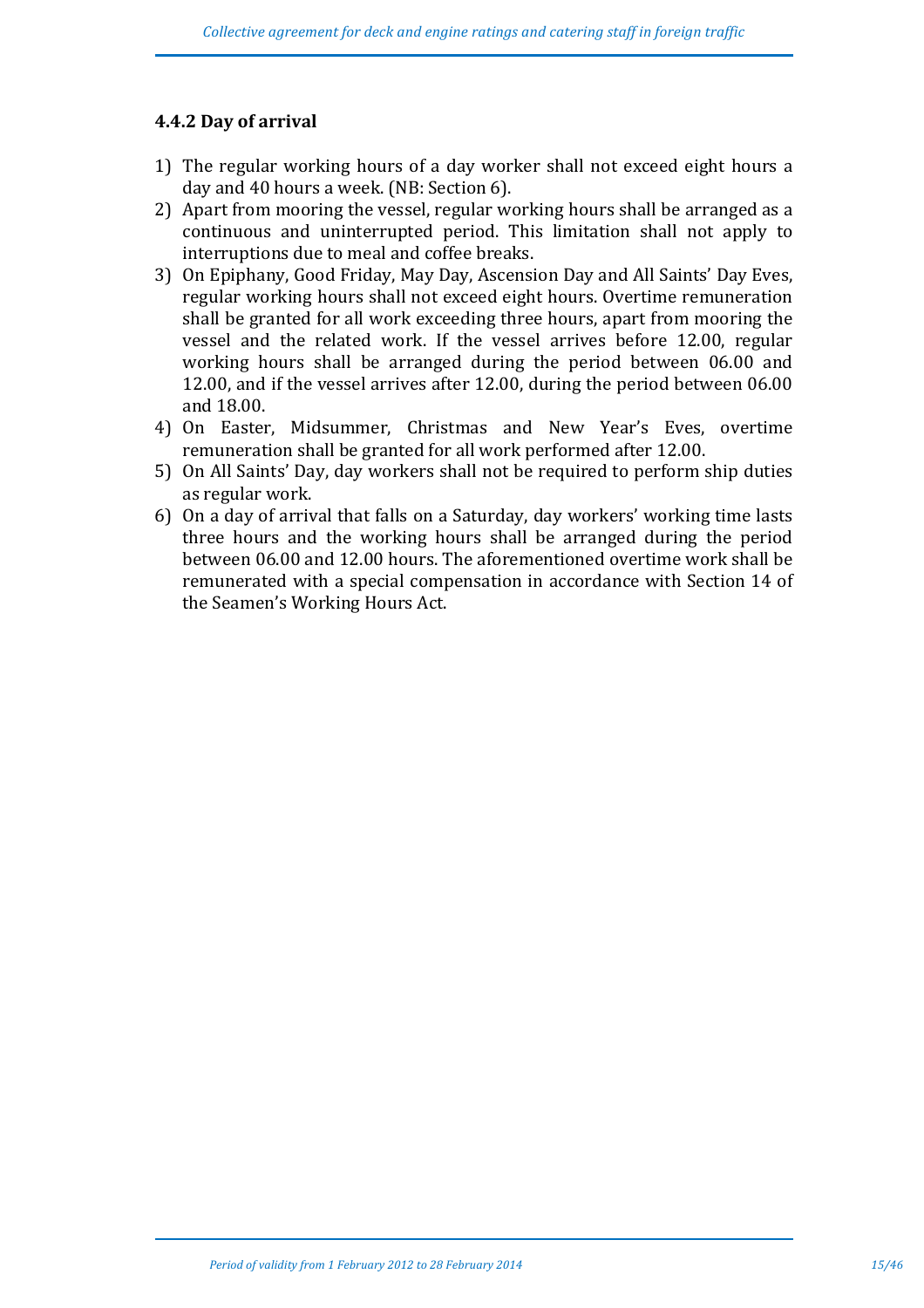### 4.4.2 Day of arrival

1) The regular working hours of a day worker shall not exceed eight hours a day and 40 hours a week. (NB: Section 6).
2) Apart from mooring the vessel, regular working hours shall be arranged as a continuous and uninterrupted period. This limitation shall not apply to interruptions due to meal and coffee breaks.
3) On Epiphany, Good Friday, May Day, Ascension Day and All Saints' Day Eves, regular working hours shall not exceed eight hours. Overtime remuneration shall be granted for all work exceeding three hours, apart from mooring the vessel and the related work. If the vessel arrives before 12.00, regular working hours shall be arranged during the period between 06.00 and 12.00, and if the vessel arrives after 12.00, during the period between 06.00 and 18.00.
4) On Easter, Midsummer, Christmas and New Year's Eves, overtime remuneration shall be granted for all work performed after 12.00.
5) On All Saints' Day, day workers shall not be required to perform ship duties as regular work.
6) On a day of arrival that falls on a Saturday, day workers' working time lasts three hours and the working hours shall be arranged during the period between 06.00 and 12.00 hours. The aforementioned overtime work shall be remunerated with a special compensation in accordance with Section 14 of the Seamen's Working Hours Act.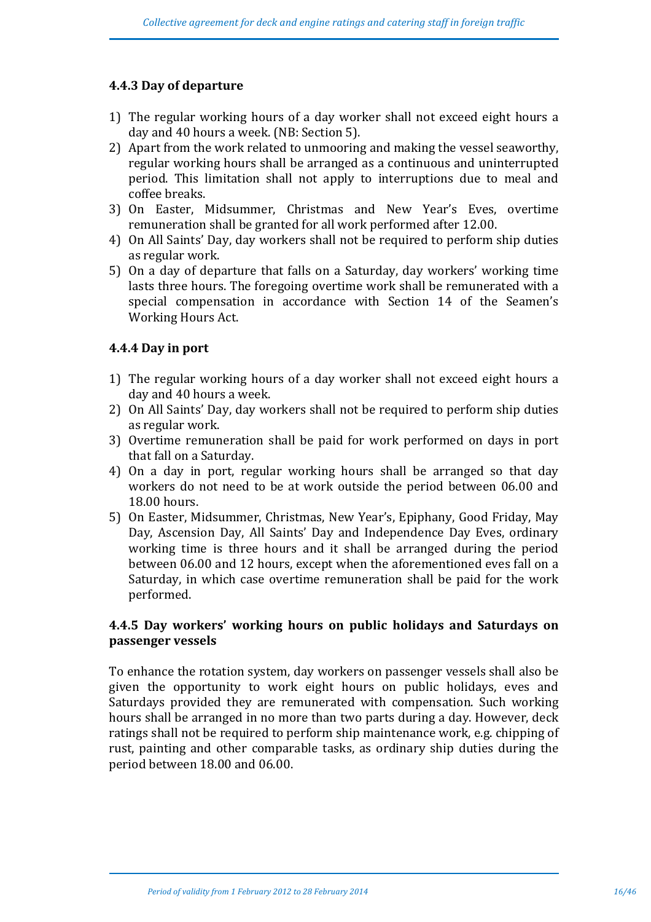### 4.4.3 Day of departure

1) The regular working hours of a day worker shall not exceed eight hours a day and 40 hours a week. (NB: Section 5).
2) Apart from the work related to unmooring and making the vessel seaworthy, regular working hours shall be arranged as a continuous and uninterrupted period. This limitation shall not apply to interruptions due to meal and coffee breaks.
3) On Easter, Midsummer, Christmas and New Year's Eves, overtime remuneration shall be granted for all work performed after 12.00.
4) On All Saints' Day, day workers shall not be required to perform ship duties as regular work.
5) On a day of departure that falls on a Saturday, day workers' working time lasts three hours. The foregoing overtime work shall be remunerated with a special compensation in accordance with Section 14 of the Seamen's Working Hours Act.

### 4.4.4 Day in port

1) The regular working hours of a day worker shall not exceed eight hours a day and 40 hours a week.
2) On All Saints' Day, day workers shall not be required to perform ship duties as regular work.
3) Overtime remuneration shall be paid for work performed on days in port that fall on a Saturday.
4) On a day in port, regular working hours shall be arranged so that day workers do not need to be at work outside the period between 06.00 and 18.00 hours.
5) On Easter, Midsummer, Christmas, New Year's, Epiphany, Good Friday, May Day, Ascension Day, All Saints' Day and Independence Day Eves, ordinary working time is three hours and it shall be arranged during the period between 06.00 and 12 hours, except when the aforementioned eves fall on a Saturday, in which case overtime remuneration shall be paid for the work performed.

### 4.4.5 Day workers' working hours on public holidays and Saturdays on passenger vessels

To enhance the rotation system, day workers on passenger vessels shall also be given the opportunity to work eight hours on public holidays, eves and Saturdays provided they are remunerated with compensation. Such working hours shall be arranged in no more than two parts during a day. However, deck ratings shall not be required to perform ship maintenance work, e.g. chipping of rust, painting and other comparable tasks, as ordinary ship duties during the period between 18.00 and 06.00.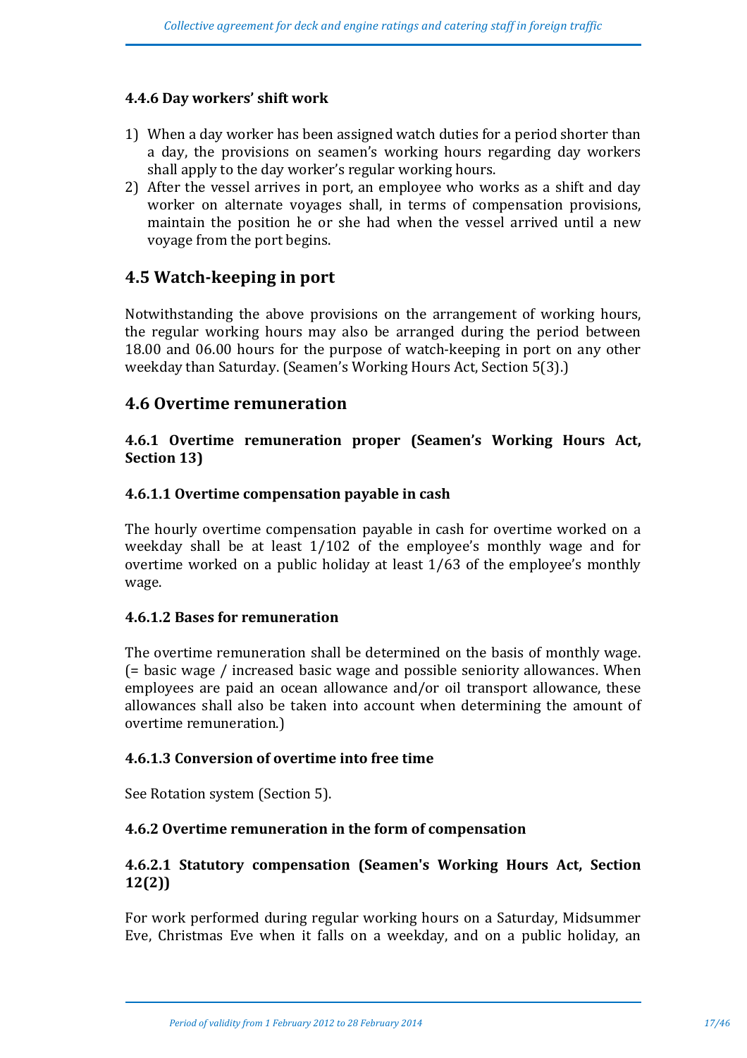#### 4.4.6 Day workers' shift work

1) When a day worker has been assigned watch duties for a period shorter than a day, the provisions on seamen's working hours regarding day workers shall apply to the day worker's regular working hours.
2) After the vessel arrives in port, an employee who works as a shift and day worker on alternate voyages shall, in terms of compensation provisions, maintain the position he or she had when the vessel arrived until a new voyage from the port begins.

## 4.5 Watch-keeping in port

Notwithstanding the above provisions on the arrangement of working hours, the regular working hours may also be arranged during the period between 18.00 and 06.00 hours for the purpose of watch-keeping in port on any other weekday than Saturday. (Seamen's Working Hours Act, Section 5(3).)

## 4.6 Overtime remuneration

### 4.6.1 Overtime remuneration proper (Seamen's Working Hours Act, Section 13)

#### 4.6.1.1 Overtime compensation payable in cash

The hourly overtime compensation payable in cash for overtime worked on a weekday shall be at least 1/102 of the employee's monthly wage and for overtime worked on a public holiday at least 1/63 of the employee's monthly wage.

#### 4.6.1.2 Bases for remuneration

The overtime remuneration shall be determined on the basis of monthly wage. (= basic wage / increased basic wage and possible seniority allowances. When employees are paid an ocean allowance and/or oil transport allowance, these allowances shall also be taken into account when determining the amount of overtime remuneration.)

#### 4.6.1.3 Conversion of overtime into free time

See Rotation system (Section 5).

### 4.6.2 Overtime remuneration in the form of compensation

#### 4.6.2.1 Statutory compensation (Seamen's Working Hours Act, Section 12(2))

For work performed during regular working hours on a Saturday, Midsummer Eve, Christmas Eve when it falls on a weekday, and on a public holiday, an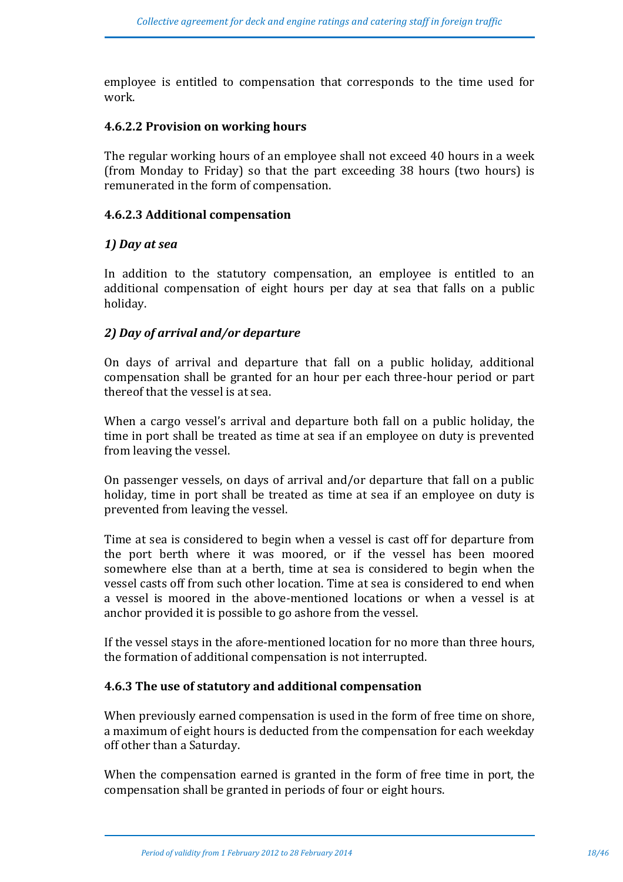employee is entitled to compensation that corresponds to the time used for work.

#### 4.6.2.2 Provision on working hours

The regular working hours of an employee shall not exceed 40 hours in a week (from Monday to Friday) so that the part exceeding 38 hours (two hours) is remunerated in the form of compensation.

#### 4.6.2.3 Additional compensation

***1) Day at sea***

In addition to the statutory compensation, an employee is entitled to an additional compensation of eight hours per day at sea that falls on a public holiday.

***2) Day of arrival and/or departure***

On days of arrival and departure that fall on a public holiday, additional compensation shall be granted for an hour per each three-hour period or part thereof that the vessel is at sea.

When a cargo vessel's arrival and departure both fall on a public holiday, the time in port shall be treated as time at sea if an employee on duty is prevented from leaving the vessel.

On passenger vessels, on days of arrival and/or departure that fall on a public holiday, time in port shall be treated as time at sea if an employee on duty is prevented from leaving the vessel.

Time at sea is considered to begin when a vessel is cast off for departure from the port berth where it was moored, or if the vessel has been moored somewhere else than at a berth, time at sea is considered to begin when the vessel casts off from such other location. Time at sea is considered to end when a vessel is moored in the above-mentioned locations or when a vessel is at anchor provided it is possible to go ashore from the vessel.

If the vessel stays in the afore-mentioned location for no more than three hours, the formation of additional compensation is not interrupted.

### 4.6.3 The use of statutory and additional compensation

When previously earned compensation is used in the form of free time on shore, a maximum of eight hours is deducted from the compensation for each weekday off other than a Saturday.

When the compensation earned is granted in the form of free time in port, the compensation shall be granted in periods of four or eight hours.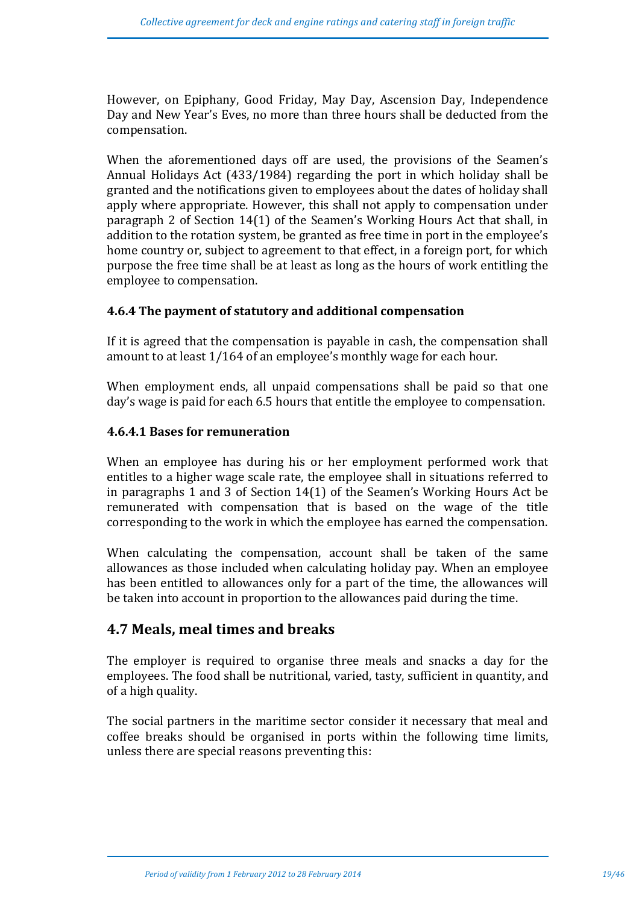However, on Epiphany, Good Friday, May Day, Ascension Day, Independence Day and New Year's Eves, no more than three hours shall be deducted from the compensation.

When the aforementioned days off are used, the provisions of the Seamen's Annual Holidays Act (433/1984) regarding the port in which holiday shall be granted and the notifications given to employees about the dates of holiday shall apply where appropriate. However, this shall not apply to compensation under paragraph 2 of Section 14(1) of the Seamen's Working Hours Act that shall, in addition to the rotation system, be granted as free time in port in the employee's home country or, subject to agreement to that effect, in a foreign port, for which purpose the free time shall be at least as long as the hours of work entitling the employee to compensation.

### 4.6.4 The payment of statutory and additional compensation

If it is agreed that the compensation is payable in cash, the compensation shall amount to at least 1/164 of an employee's monthly wage for each hour.

When employment ends, all unpaid compensations shall be paid so that one day's wage is paid for each 6.5 hours that entitle the employee to compensation.

#### 4.6.4.1 Bases for remuneration

When an employee has during his or her employment performed work that entitles to a higher wage scale rate, the employee shall in situations referred to in paragraphs 1 and 3 of Section 14(1) of the Seamen's Working Hours Act be remunerated with compensation that is based on the wage of the title corresponding to the work in which the employee has earned the compensation.

When calculating the compensation, account shall be taken of the same allowances as those included when calculating holiday pay. When an employee has been entitled to allowances only for a part of the time, the allowances will be taken into account in proportion to the allowances paid during the time.

## 4.7 Meals, meal times and breaks

The employer is required to organise three meals and snacks a day for the employees. The food shall be nutritional, varied, tasty, sufficient in quantity, and of a high quality.

The social partners in the maritime sector consider it necessary that meal and coffee breaks should be organised in ports within the following time limits, unless there are special reasons preventing this: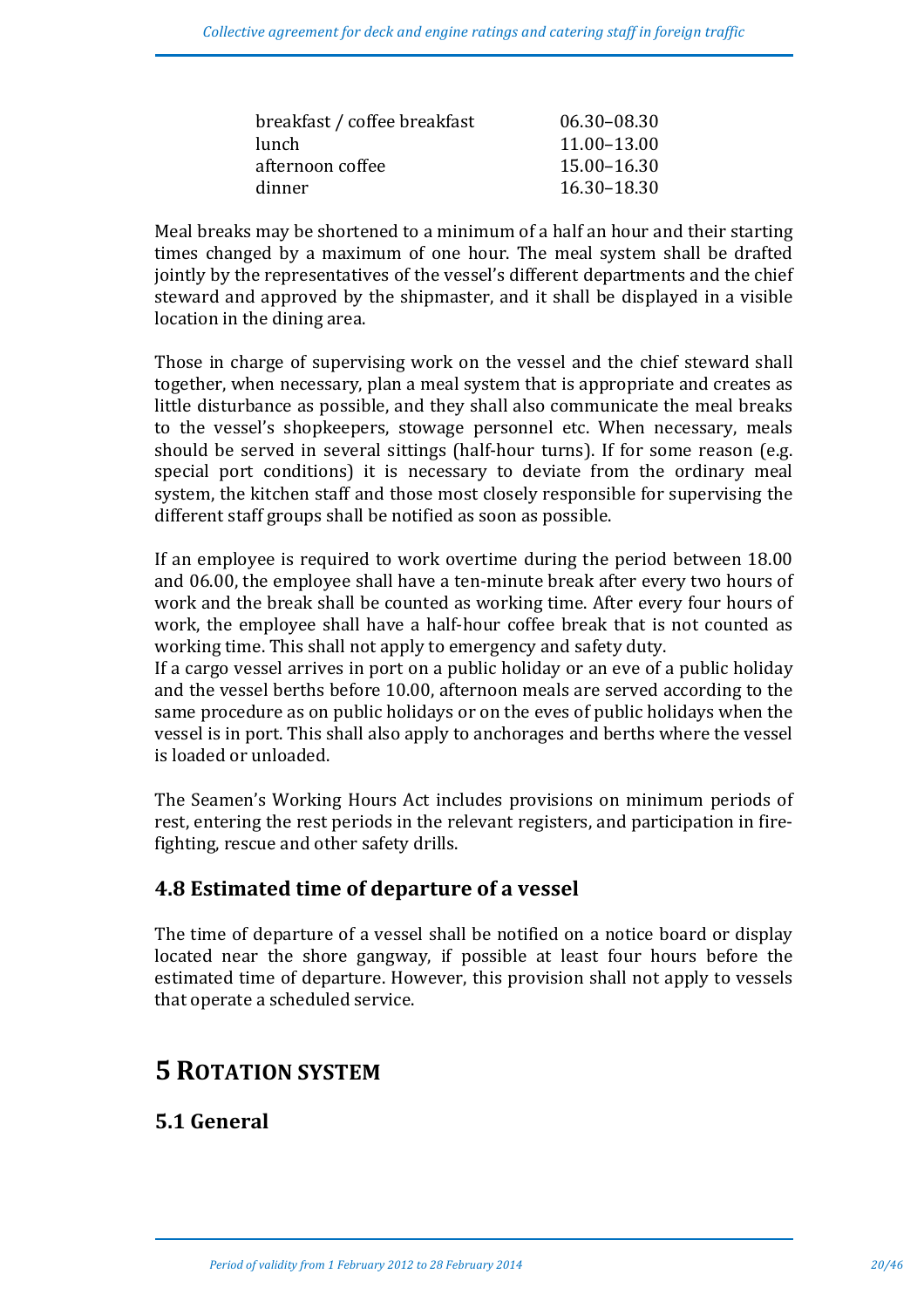| | |
|---|---|
| breakfast / coffee breakfast | 06.30–08.30 |
| lunch | 11.00–13.00 |
| afternoon coffee | 15.00–16.30 |
| dinner | 16.30–18.30 |

Meal breaks may be shortened to a minimum of a half an hour and their starting times changed by a maximum of one hour. The meal system shall be drafted jointly by the representatives of the vessel's different departments and the chief steward and approved by the shipmaster, and it shall be displayed in a visible location in the dining area.

Those in charge of supervising work on the vessel and the chief steward shall together, when necessary, plan a meal system that is appropriate and creates as little disturbance as possible, and they shall also communicate the meal breaks to the vessel's shopkeepers, stowage personnel etc. When necessary, meals should be served in several sittings (half-hour turns). If for some reason (e.g. special port conditions) it is necessary to deviate from the ordinary meal system, the kitchen staff and those most closely responsible for supervising the different staff groups shall be notified as soon as possible.

If an employee is required to work overtime during the period between 18.00 and 06.00, the employee shall have a ten-minute break after every two hours of work and the break shall be counted as working time. After every four hours of work, the employee shall have a half-hour coffee break that is not counted as working time. This shall not apply to emergency and safety duty.
If a cargo vessel arrives in port on a public holiday or an eve of a public holiday and the vessel berths before 10.00, afternoon meals are served according to the same procedure as on public holidays or on the eves of public holidays when the vessel is in port. This shall also apply to anchorages and berths where the vessel is loaded or unloaded.

The Seamen's Working Hours Act includes provisions on minimum periods of rest, entering the rest periods in the relevant registers, and participation in fire-fighting, rescue and other safety drills.

## 4.8 Estimated time of departure of a vessel

The time of departure of a vessel shall be notified on a notice board or display located near the shore gangway, if possible at least four hours before the estimated time of departure. However, this provision shall not apply to vessels that operate a scheduled service.

# 5 Rotation system

## 5.1 General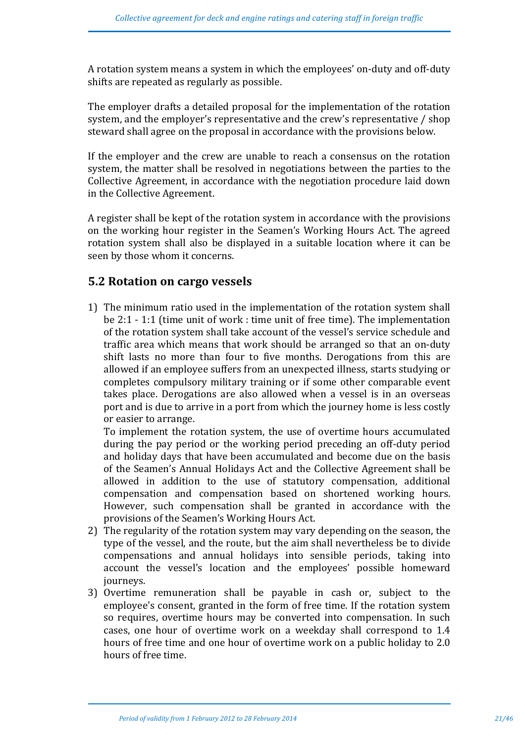A rotation system means a system in which the employees' on-duty and off-duty shifts are repeated as regularly as possible.

The employer drafts a detailed proposal for the implementation of the rotation system, and the employer's representative and the crew's representative / shop steward shall agree on the proposal in accordance with the provisions below.

If the employer and the crew are unable to reach a consensus on the rotation system, the matter shall be resolved in negotiations between the parties to the Collective Agreement, in accordance with the negotiation procedure laid down in the Collective Agreement.

A register shall be kept of the rotation system in accordance with the provisions on the working hour register in the Seamen's Working Hours Act. The agreed rotation system shall also be displayed in a suitable location where it can be seen by those whom it concerns.

## 5.2 Rotation on cargo vessels

1) The minimum ratio used in the implementation of the rotation system shall be 2:1 - 1:1 (time unit of work : time unit of free time). The implementation of the rotation system shall take account of the vessel's service schedule and traffic area which means that work should be arranged so that an on-duty shift lasts no more than four to five months. Derogations from this are allowed if an employee suffers from an unexpected illness, starts studying or completes compulsory military training or if some other comparable event takes place. Derogations are also allowed when a vessel is in an overseas port and is due to arrive in a port from which the journey home is less costly or easier to arrange.
   To implement the rotation system, the use of overtime hours accumulated during the pay period or the working period preceding an off-duty period and holiday days that have been accumulated and become due on the basis of the Seamen's Annual Holidays Act and the Collective Agreement shall be allowed in addition to the use of statutory compensation, additional compensation and compensation based on shortened working hours. However, such compensation shall be granted in accordance with the provisions of the Seamen's Working Hours Act.
2) The regularity of the rotation system may vary depending on the season, the type of the vessel, and the route, but the aim shall nevertheless be to divide compensations and annual holidays into sensible periods, taking into account the vessel's location and the employees' possible homeward journeys.
3) Overtime remuneration shall be payable in cash or, subject to the employee's consent, granted in the form of free time. If the rotation system so requires, overtime hours may be converted into compensation. In such cases, one hour of overtime work on a weekday shall correspond to 1.4 hours of free time and one hour of overtime work on a public holiday to 2.0 hours of free time.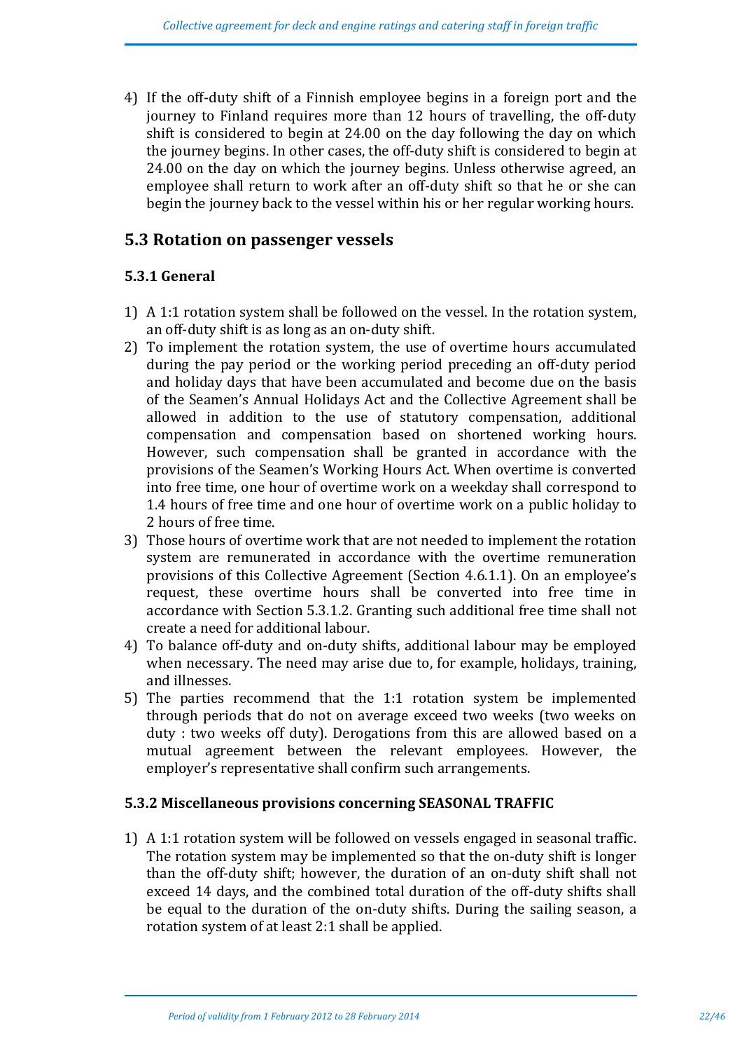4) If the off-duty shift of a Finnish employee begins in a foreign port and the journey to Finland requires more than 12 hours of travelling, the off-duty shift is considered to begin at 24.00 on the day following the day on which the journey begins. In other cases, the off-duty shift is considered to begin at 24.00 on the day on which the journey begins. Unless otherwise agreed, an employee shall return to work after an off-duty shift so that he or she can begin the journey back to the vessel within his or her regular working hours.

## 5.3 Rotation on passenger vessels

### 5.3.1 General

1) A 1:1 rotation system shall be followed on the vessel. In the rotation system, an off-duty shift is as long as an on-duty shift.
2) To implement the rotation system, the use of overtime hours accumulated during the pay period or the working period preceding an off-duty period and holiday days that have been accumulated and become due on the basis of the Seamen's Annual Holidays Act and the Collective Agreement shall be allowed in addition to the use of statutory compensation, additional compensation and compensation based on shortened working hours. However, such compensation shall be granted in accordance with the provisions of the Seamen's Working Hours Act. When overtime is converted into free time, one hour of overtime work on a weekday shall correspond to 1.4 hours of free time and one hour of overtime work on a public holiday to 2 hours of free time.
3) Those hours of overtime work that are not needed to implement the rotation system are remunerated in accordance with the overtime remuneration provisions of this Collective Agreement (Section 4.6.1.1). On an employee's request, these overtime hours shall be converted into free time in accordance with Section 5.3.1.2. Granting such additional free time shall not create a need for additional labour.
4) To balance off-duty and on-duty shifts, additional labour may be employed when necessary. The need may arise due to, for example, holidays, training, and illnesses.
5) The parties recommend that the 1:1 rotation system be implemented through periods that do not on average exceed two weeks (two weeks on duty : two weeks off duty). Derogations from this are allowed based on a mutual agreement between the relevant employees. However, the employer's representative shall confirm such arrangements.

### 5.3.2 Miscellaneous provisions concerning SEASONAL TRAFFIC

1) A 1:1 rotation system will be followed on vessels engaged in seasonal traffic. The rotation system may be implemented so that the on-duty shift is longer than the off-duty shift; however, the duration of an on-duty shift shall not exceed 14 days, and the combined total duration of the off-duty shifts shall be equal to the duration of the on-duty shifts. During the sailing season, a rotation system of at least 2:1 shall be applied.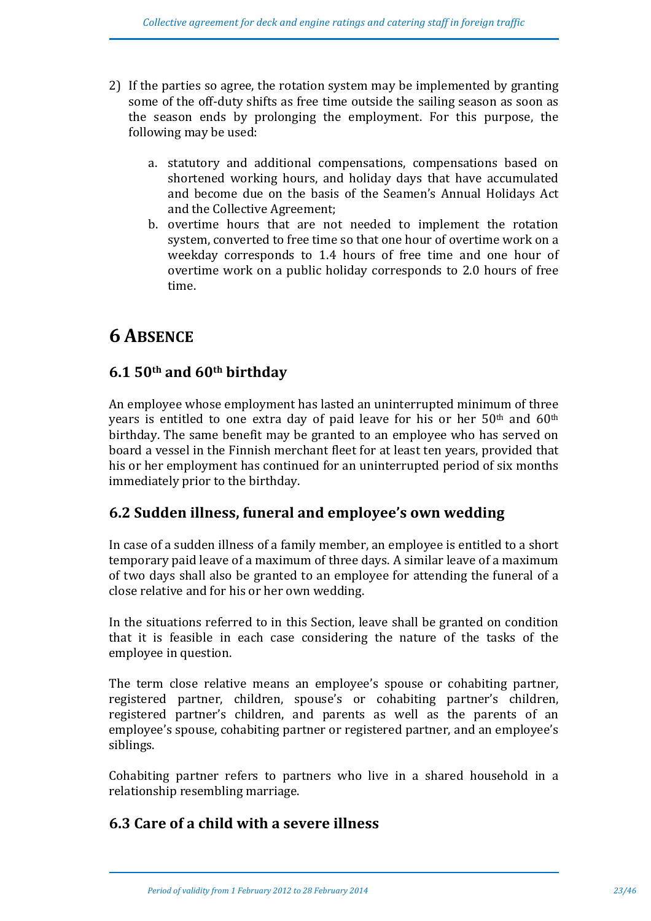2) If the parties so agree, the rotation system may be implemented by granting some of the off-duty shifts as free time outside the sailing season as soon as the season ends by prolonging the employment. For this purpose, the following may be used:

   a. statutory and additional compensations, compensations based on shortened working hours, and holiday days that have accumulated and become due on the basis of the Seamen's Annual Holidays Act and the Collective Agreement;
   b. overtime hours that are not needed to implement the rotation system, converted to free time so that one hour of overtime work on a weekday corresponds to 1.4 hours of free time and one hour of overtime work on a public holiday corresponds to 2.0 hours of free time.

# 6 ABSENCE

## 6.1 50th and 60th birthday

An employee whose employment has lasted an uninterrupted minimum of three years is entitled to one extra day of paid leave for his or her 50th and 60th birthday. The same benefit may be granted to an employee who has served on board a vessel in the Finnish merchant fleet for at least ten years, provided that his or her employment has continued for an uninterrupted period of six months immediately prior to the birthday.

## 6.2 Sudden illness, funeral and employee's own wedding

In case of a sudden illness of a family member, an employee is entitled to a short temporary paid leave of a maximum of three days. A similar leave of a maximum of two days shall also be granted to an employee for attending the funeral of a close relative and for his or her own wedding.

In the situations referred to in this Section, leave shall be granted on condition that it is feasible in each case considering the nature of the tasks of the employee in question.

The term close relative means an employee's spouse or cohabiting partner, registered partner, children, spouse's or cohabiting partner's children, registered partner's children, and parents as well as the parents of an employee's spouse, cohabiting partner or registered partner, and an employee's siblings.

Cohabiting partner refers to partners who live in a shared household in a relationship resembling marriage.

## 6.3 Care of a child with a severe illness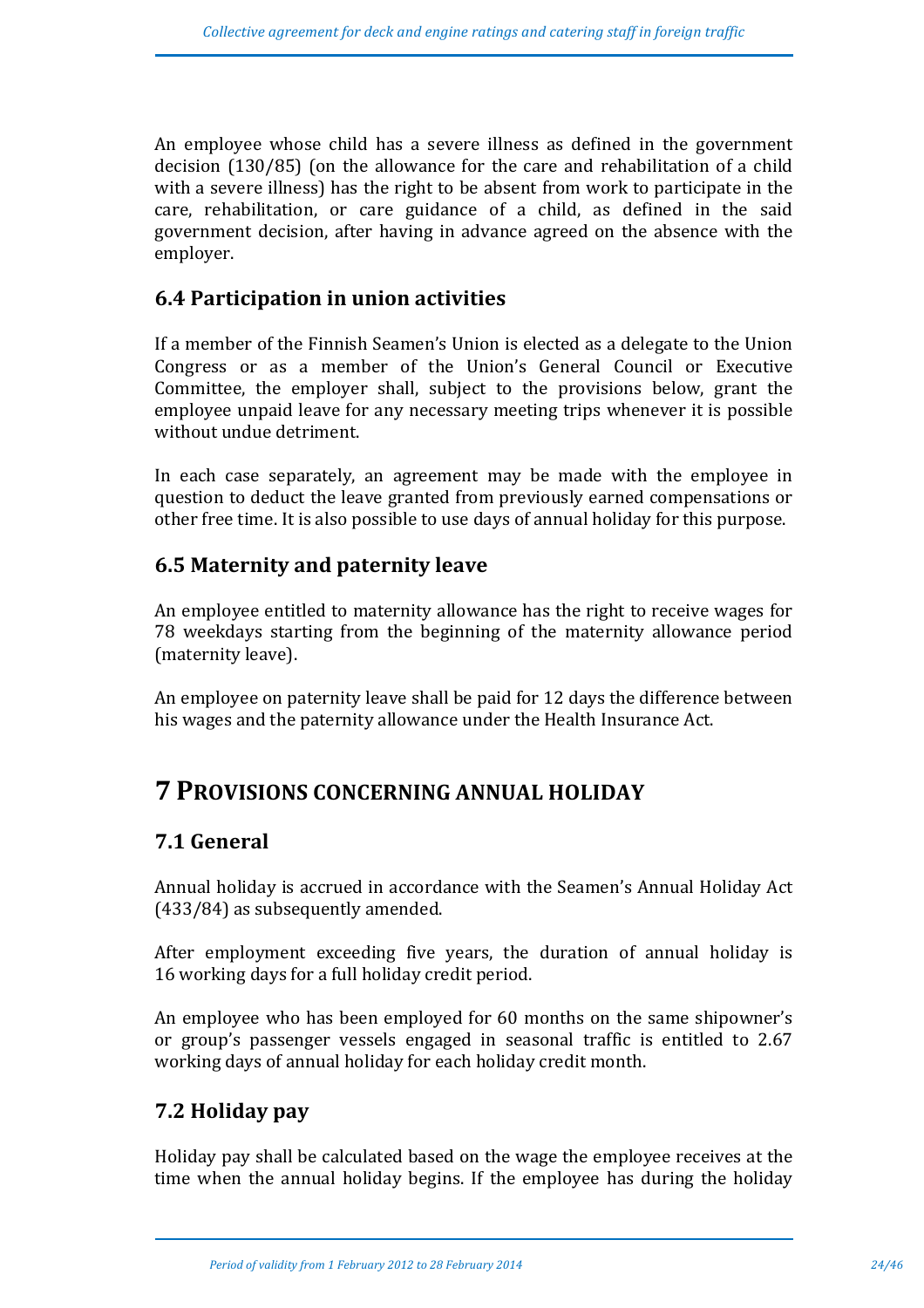An employee whose child has a severe illness as defined in the government decision (130/85) (on the allowance for the care and rehabilitation of a child with a severe illness) has the right to be absent from work to participate in the care, rehabilitation, or care guidance of a child, as defined in the said government decision, after having in advance agreed on the absence with the employer.

## 6.4 Participation in union activities

If a member of the Finnish Seamen's Union is elected as a delegate to the Union Congress or as a member of the Union's General Council or Executive Committee, the employer shall, subject to the provisions below, grant the employee unpaid leave for any necessary meeting trips whenever it is possible without undue detriment.

In each case separately, an agreement may be made with the employee in question to deduct the leave granted from previously earned compensations or other free time. It is also possible to use days of annual holiday for this purpose.

## 6.5 Maternity and paternity leave

An employee entitled to maternity allowance has the right to receive wages for 78 weekdays starting from the beginning of the maternity allowance period (maternity leave).

An employee on paternity leave shall be paid for 12 days the difference between his wages and the paternity allowance under the Health Insurance Act.

# 7 PROVISIONS CONCERNING ANNUAL HOLIDAY

## 7.1 General

Annual holiday is accrued in accordance with the Seamen's Annual Holiday Act (433/84) as subsequently amended.

After employment exceeding five years, the duration of annual holiday is 16 working days for a full holiday credit period.

An employee who has been employed for 60 months on the same shipowner's or group's passenger vessels engaged in seasonal traffic is entitled to 2.67 working days of annual holiday for each holiday credit month.

## 7.2 Holiday pay

Holiday pay shall be calculated based on the wage the employee receives at the time when the annual holiday begins. If the employee has during the holiday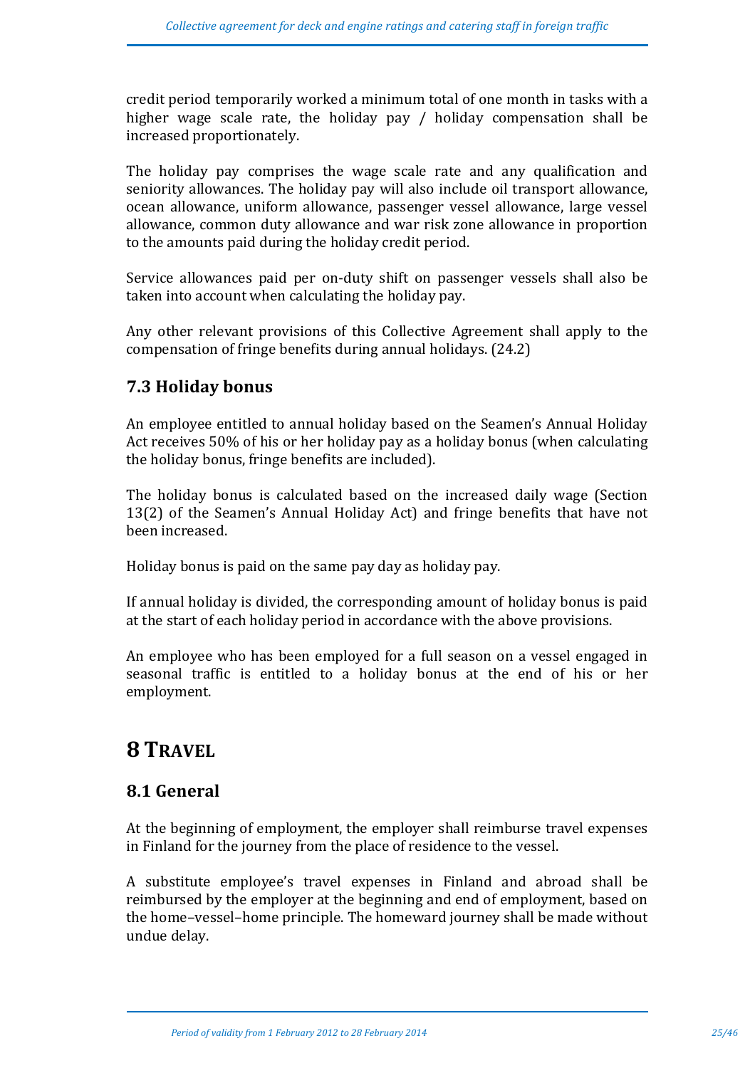credit period temporarily worked a minimum total of one month in tasks with a higher wage scale rate, the holiday pay / holiday compensation shall be increased proportionately.

The holiday pay comprises the wage scale rate and any qualification and seniority allowances. The holiday pay will also include oil transport allowance, ocean allowance, uniform allowance, passenger vessel allowance, large vessel allowance, common duty allowance and war risk zone allowance in proportion to the amounts paid during the holiday credit period.

Service allowances paid per on-duty shift on passenger vessels shall also be taken into account when calculating the holiday pay.

Any other relevant provisions of this Collective Agreement shall apply to the compensation of fringe benefits during annual holidays. (24.2)

## 7.3 Holiday bonus

An employee entitled to annual holiday based on the Seamen's Annual Holiday Act receives 50% of his or her holiday pay as a holiday bonus (when calculating the holiday bonus, fringe benefits are included).

The holiday bonus is calculated based on the increased daily wage (Section 13(2) of the Seamen's Annual Holiday Act) and fringe benefits that have not been increased.

Holiday bonus is paid on the same pay day as holiday pay.

If annual holiday is divided, the corresponding amount of holiday bonus is paid at the start of each holiday period in accordance with the above provisions.

An employee who has been employed for a full season on a vessel engaged in seasonal traffic is entitled to a holiday bonus at the end of his or her employment.

# 8 TRAVEL

## 8.1 General

At the beginning of employment, the employer shall reimburse travel expenses in Finland for the journey from the place of residence to the vessel.

A substitute employee's travel expenses in Finland and abroad shall be reimbursed by the employer at the beginning and end of employment, based on the home–vessel–home principle. The homeward journey shall be made without undue delay.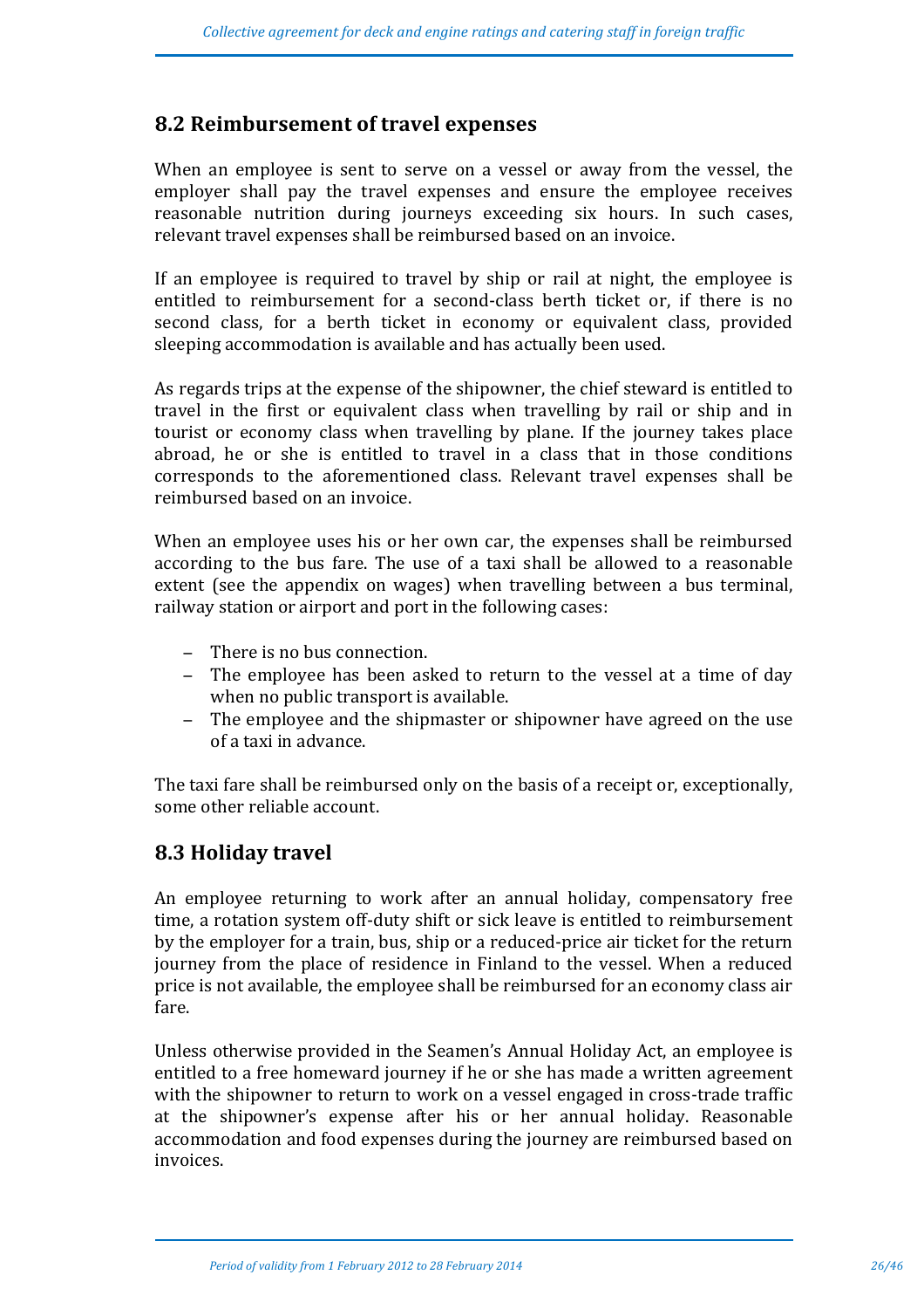## 8.2 Reimbursement of travel expenses

When an employee is sent to serve on a vessel or away from the vessel, the employer shall pay the travel expenses and ensure the employee receives reasonable nutrition during journeys exceeding six hours. In such cases, relevant travel expenses shall be reimbursed based on an invoice.

If an employee is required to travel by ship or rail at night, the employee is entitled to reimbursement for a second-class berth ticket or, if there is no second class, for a berth ticket in economy or equivalent class, provided sleeping accommodation is available and has actually been used.

As regards trips at the expense of the shipowner, the chief steward is entitled to travel in the first or equivalent class when travelling by rail or ship and in tourist or economy class when travelling by plane. If the journey takes place abroad, he or she is entitled to travel in a class that in those conditions corresponds to the aforementioned class. Relevant travel expenses shall be reimbursed based on an invoice.

When an employee uses his or her own car, the expenses shall be reimbursed according to the bus fare. The use of a taxi shall be allowed to a reasonable extent (see the appendix on wages) when travelling between a bus terminal, railway station or airport and port in the following cases:

- There is no bus connection.
- The employee has been asked to return to the vessel at a time of day when no public transport is available.
- The employee and the shipmaster or shipowner have agreed on the use of a taxi in advance.

The taxi fare shall be reimbursed only on the basis of a receipt or, exceptionally, some other reliable account.

## 8.3 Holiday travel

An employee returning to work after an annual holiday, compensatory free time, a rotation system off-duty shift or sick leave is entitled to reimbursement by the employer for a train, bus, ship or a reduced-price air ticket for the return journey from the place of residence in Finland to the vessel. When a reduced price is not available, the employee shall be reimbursed for an economy class air fare.

Unless otherwise provided in the Seamen's Annual Holiday Act, an employee is entitled to a free homeward journey if he or she has made a written agreement with the shipowner to return to work on a vessel engaged in cross-trade traffic at the shipowner's expense after his or her annual holiday. Reasonable accommodation and food expenses during the journey are reimbursed based on invoices.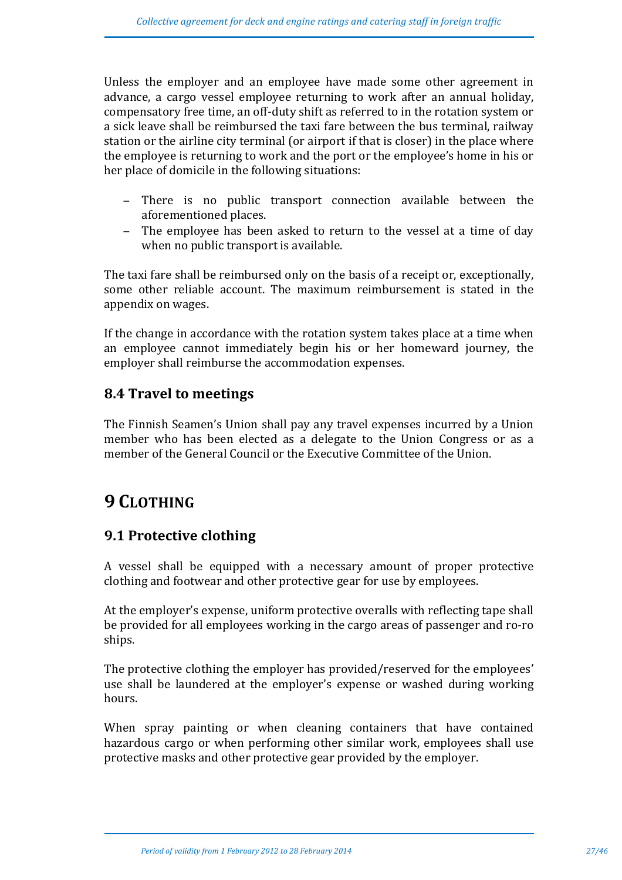Unless the employer and an employee have made some other agreement in advance, a cargo vessel employee returning to work after an annual holiday, compensatory free time, an off-duty shift as referred to in the rotation system or a sick leave shall be reimbursed the taxi fare between the bus terminal, railway station or the airline city terminal (or airport if that is closer) in the place where the employee is returning to work and the port or the employee's home in his or her place of domicile in the following situations:

- There is no public transport connection available between the aforementioned places.
- The employee has been asked to return to the vessel at a time of day when no public transport is available.

The taxi fare shall be reimbursed only on the basis of a receipt or, exceptionally, some other reliable account. The maximum reimbursement is stated in the appendix on wages.

If the change in accordance with the rotation system takes place at a time when an employee cannot immediately begin his or her homeward journey, the employer shall reimburse the accommodation expenses.

## 8.4 Travel to meetings

The Finnish Seamen's Union shall pay any travel expenses incurred by a Union member who has been elected as a delegate to the Union Congress or as a member of the General Council or the Executive Committee of the Union.

# 9 Clothing

## 9.1 Protective clothing

A vessel shall be equipped with a necessary amount of proper protective clothing and footwear and other protective gear for use by employees.

At the employer's expense, uniform protective overalls with reflecting tape shall be provided for all employees working in the cargo areas of passenger and ro-ro ships.

The protective clothing the employer has provided/reserved for the employees' use shall be laundered at the employer's expense or washed during working hours.

When spray painting or when cleaning containers that have contained hazardous cargo or when performing other similar work, employees shall use protective masks and other protective gear provided by the employer.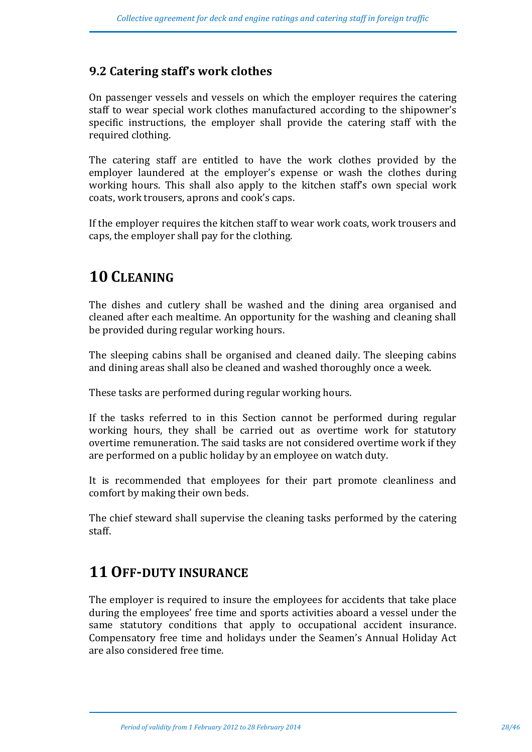### 9.2 Catering staff's work clothes

On passenger vessels and vessels on which the employer requires the catering staff to wear special work clothes manufactured according to the shipowner's specific instructions, the employer shall provide the catering staff with the required clothing.

The catering staff are entitled to have the work clothes provided by the employer laundered at the employer's expense or wash the clothes during working hours. This shall also apply to the kitchen staff's own special work coats, work trousers, aprons and cook's caps.

If the employer requires the kitchen staff to wear work coats, work trousers and caps, the employer shall pay for the clothing.

## 10 CLEANING

The dishes and cutlery shall be washed and the dining area organised and cleaned after each mealtime. An opportunity for the washing and cleaning shall be provided during regular working hours.

The sleeping cabins shall be organised and cleaned daily. The sleeping cabins and dining areas shall also be cleaned and washed thoroughly once a week.

These tasks are performed during regular working hours.

If the tasks referred to in this Section cannot be performed during regular working hours, they shall be carried out as overtime work for statutory overtime remuneration. The said tasks are not considered overtime work if they are performed on a public holiday by an employee on watch duty.

It is recommended that employees for their part promote cleanliness and comfort by making their own beds.

The chief steward shall supervise the cleaning tasks performed by the catering staff.

## 11 OFF-DUTY INSURANCE

The employer is required to insure the employees for accidents that take place during the employees' free time and sports activities aboard a vessel under the same statutory conditions that apply to occupational accident insurance. Compensatory free time and holidays under the Seamen's Annual Holiday Act are also considered free time.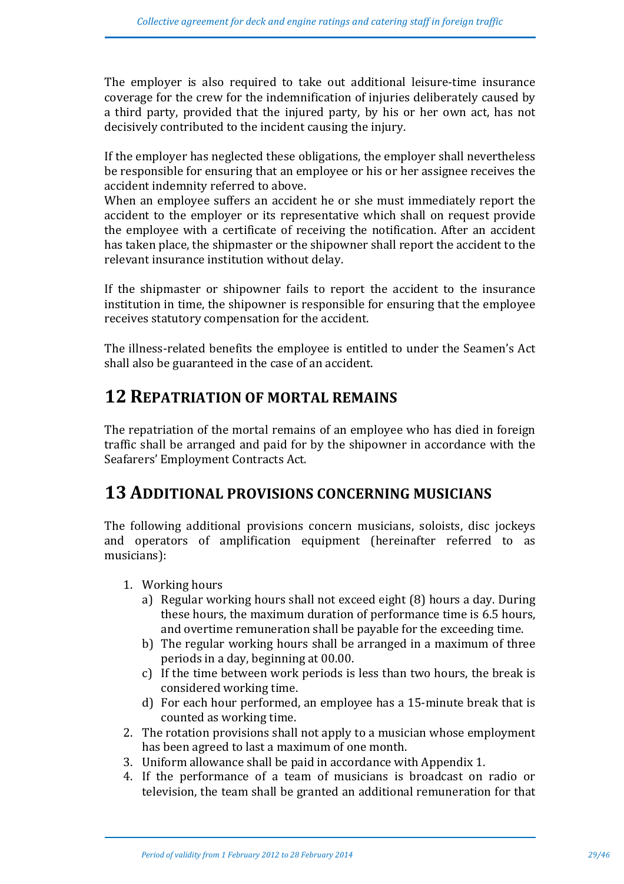The employer is also required to take out additional leisure-time insurance coverage for the crew for the indemnification of injuries deliberately caused by a third party, provided that the injured party, by his or her own act, has not decisively contributed to the incident causing the injury.

If the employer has neglected these obligations, the employer shall nevertheless be responsible for ensuring that an employee or his or her assignee receives the accident indemnity referred to above.
When an employee suffers an accident he or she must immediately report the accident to the employer or its representative which shall on request provide the employee with a certificate of receiving the notification. After an accident has taken place, the shipmaster or the shipowner shall report the accident to the relevant insurance institution without delay.

If the shipmaster or shipowner fails to report the accident to the insurance institution in time, the shipowner is responsible for ensuring that the employee receives statutory compensation for the accident.

The illness-related benefits the employee is entitled to under the Seamen's Act shall also be guaranteed in the case of an accident.

# 12 Repatriation of mortal remains

The repatriation of the mortal remains of an employee who has died in foreign traffic shall be arranged and paid for by the shipowner in accordance with the Seafarers' Employment Contracts Act.

# 13 Additional provisions concerning musicians

The following additional provisions concern musicians, soloists, disc jockeys and operators of amplification equipment (hereinafter referred to as musicians):

1. Working hours
   a) Regular working hours shall not exceed eight (8) hours a day. During these hours, the maximum duration of performance time is 6.5 hours, and overtime remuneration shall be payable for the exceeding time.
   b) The regular working hours shall be arranged in a maximum of three periods in a day, beginning at 00.00.
   c) If the time between work periods is less than two hours, the break is considered working time.
   d) For each hour performed, an employee has a 15-minute break that is counted as working time.
2. The rotation provisions shall not apply to a musician whose employment has been agreed to last a maximum of one month.
3. Uniform allowance shall be paid in accordance with Appendix 1.
4. If the performance of a team of musicians is broadcast on radio or television, the team shall be granted an additional remuneration for that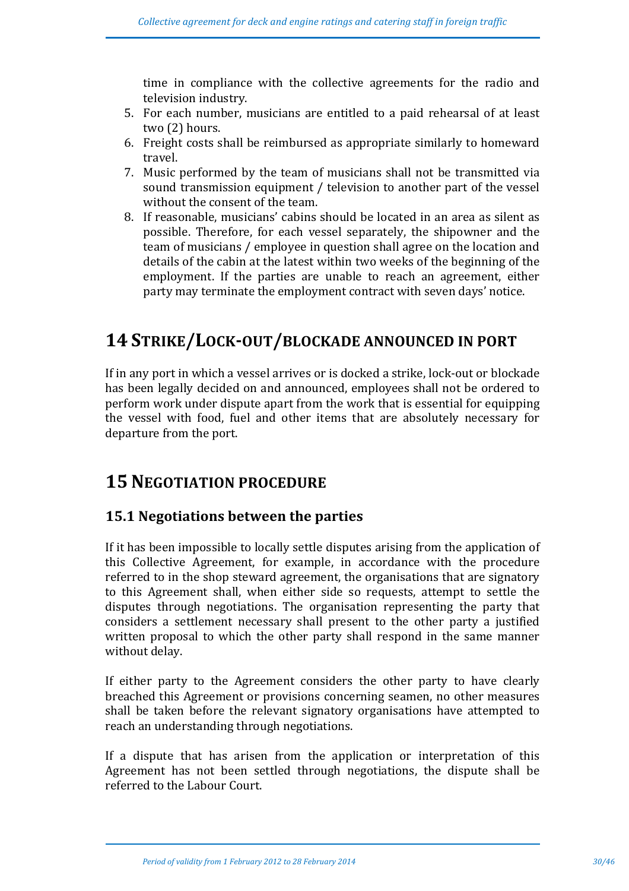time in compliance with the collective agreements for the radio and television industry.

5. For each number, musicians are entitled to a paid rehearsal of at least two (2) hours.
6. Freight costs shall be reimbursed as appropriate similarly to homeward travel.
7. Music performed by the team of musicians shall not be transmitted via sound transmission equipment / television to another part of the vessel without the consent of the team.
8. If reasonable, musicians' cabins should be located in an area as silent as possible. Therefore, for each vessel separately, the shipowner and the team of musicians / employee in question shall agree on the location and details of the cabin at the latest within two weeks of the beginning of the employment. If the parties are unable to reach an agreement, either party may terminate the employment contract with seven days' notice.

# 14 STRIKE/LOCK-OUT/BLOCKADE ANNOUNCED IN PORT

If in any port in which a vessel arrives or is docked a strike, lock-out or blockade has been legally decided on and announced, employees shall not be ordered to perform work under dispute apart from the work that is essential for equipping the vessel with food, fuel and other items that are absolutely necessary for departure from the port.

# 15 NEGOTIATION PROCEDURE

## 15.1 Negotiations between the parties

If it has been impossible to locally settle disputes arising from the application of this Collective Agreement, for example, in accordance with the procedure referred to in the shop steward agreement, the organisations that are signatory to this Agreement shall, when either side so requests, attempt to settle the disputes through negotiations. The organisation representing the party that considers a settlement necessary shall present to the other party a justified written proposal to which the other party shall respond in the same manner without delay.

If either party to the Agreement considers the other party to have clearly breached this Agreement or provisions concerning seamen, no other measures shall be taken before the relevant signatory organisations have attempted to reach an understanding through negotiations.

If a dispute that has arisen from the application or interpretation of this Agreement has not been settled through negotiations, the dispute shall be referred to the Labour Court.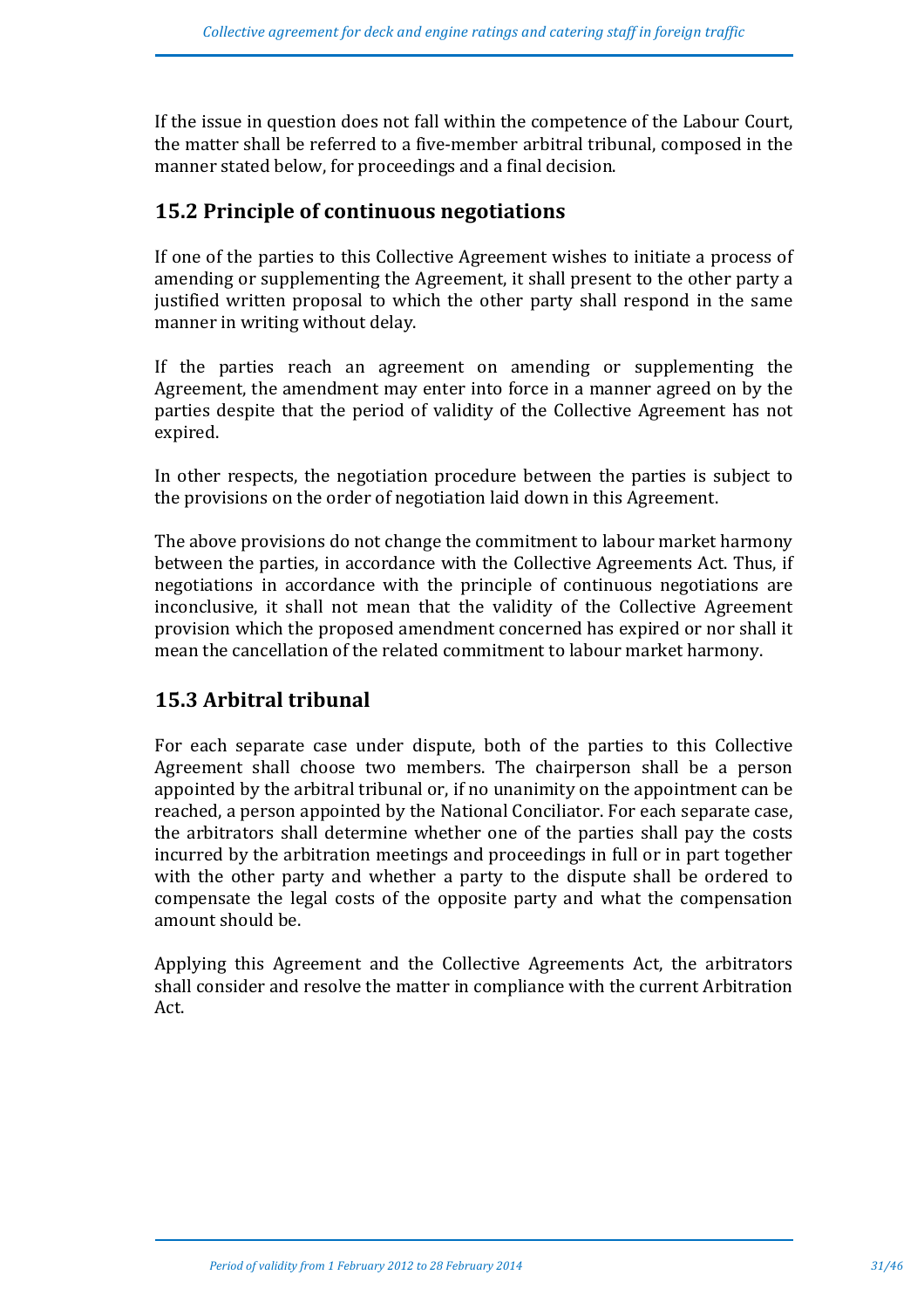If the issue in question does not fall within the competence of the Labour Court, the matter shall be referred to a five-member arbitral tribunal, composed in the manner stated below, for proceedings and a final decision.

## 15.2 Principle of continuous negotiations

If one of the parties to this Collective Agreement wishes to initiate a process of amending or supplementing the Agreement, it shall present to the other party a justified written proposal to which the other party shall respond in the same manner in writing without delay.

If the parties reach an agreement on amending or supplementing the Agreement, the amendment may enter into force in a manner agreed on by the parties despite that the period of validity of the Collective Agreement has not expired.

In other respects, the negotiation procedure between the parties is subject to the provisions on the order of negotiation laid down in this Agreement.

The above provisions do not change the commitment to labour market harmony between the parties, in accordance with the Collective Agreements Act. Thus, if negotiations in accordance with the principle of continuous negotiations are inconclusive, it shall not mean that the validity of the Collective Agreement provision which the proposed amendment concerned has expired or nor shall it mean the cancellation of the related commitment to labour market harmony.

## 15.3 Arbitral tribunal

For each separate case under dispute, both of the parties to this Collective Agreement shall choose two members. The chairperson shall be a person appointed by the arbitral tribunal or, if no unanimity on the appointment can be reached, a person appointed by the National Conciliator. For each separate case, the arbitrators shall determine whether one of the parties shall pay the costs incurred by the arbitration meetings and proceedings in full or in part together with the other party and whether a party to the dispute shall be ordered to compensate the legal costs of the opposite party and what the compensation amount should be.

Applying this Agreement and the Collective Agreements Act, the arbitrators shall consider and resolve the matter in compliance with the current Arbitration Act.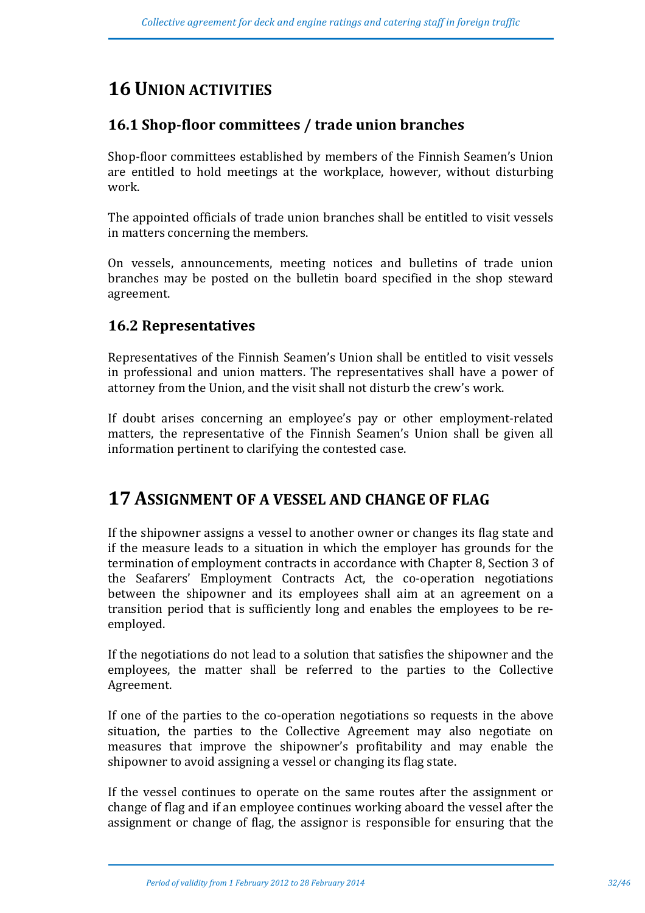# 16 UNION ACTIVITIES

## 16.1 Shop-floor committees / trade union branches

Shop-floor committees established by members of the Finnish Seamen's Union are entitled to hold meetings at the workplace, however, without disturbing work.

The appointed officials of trade union branches shall be entitled to visit vessels in matters concerning the members.

On vessels, announcements, meeting notices and bulletins of trade union branches may be posted on the bulletin board specified in the shop steward agreement.

## 16.2 Representatives

Representatives of the Finnish Seamen's Union shall be entitled to visit vessels in professional and union matters. The representatives shall have a power of attorney from the Union, and the visit shall not disturb the crew's work.

If doubt arises concerning an employee's pay or other employment-related matters, the representative of the Finnish Seamen's Union shall be given all information pertinent to clarifying the contested case.

# 17 ASSIGNMENT OF A VESSEL AND CHANGE OF FLAG

If the shipowner assigns a vessel to another owner or changes its flag state and if the measure leads to a situation in which the employer has grounds for the termination of employment contracts in accordance with Chapter 8, Section 3 of the Seafarers' Employment Contracts Act, the co-operation negotiations between the shipowner and its employees shall aim at an agreement on a transition period that is sufficiently long and enables the employees to be re-employed.

If the negotiations do not lead to a solution that satisfies the shipowner and the employees, the matter shall be referred to the parties to the Collective Agreement.

If one of the parties to the co-operation negotiations so requests in the above situation, the parties to the Collective Agreement may also negotiate on measures that improve the shipowner's profitability and may enable the shipowner to avoid assigning a vessel or changing its flag state.

If the vessel continues to operate on the same routes after the assignment or change of flag and if an employee continues working aboard the vessel after the assignment or change of flag, the assignor is responsible for ensuring that the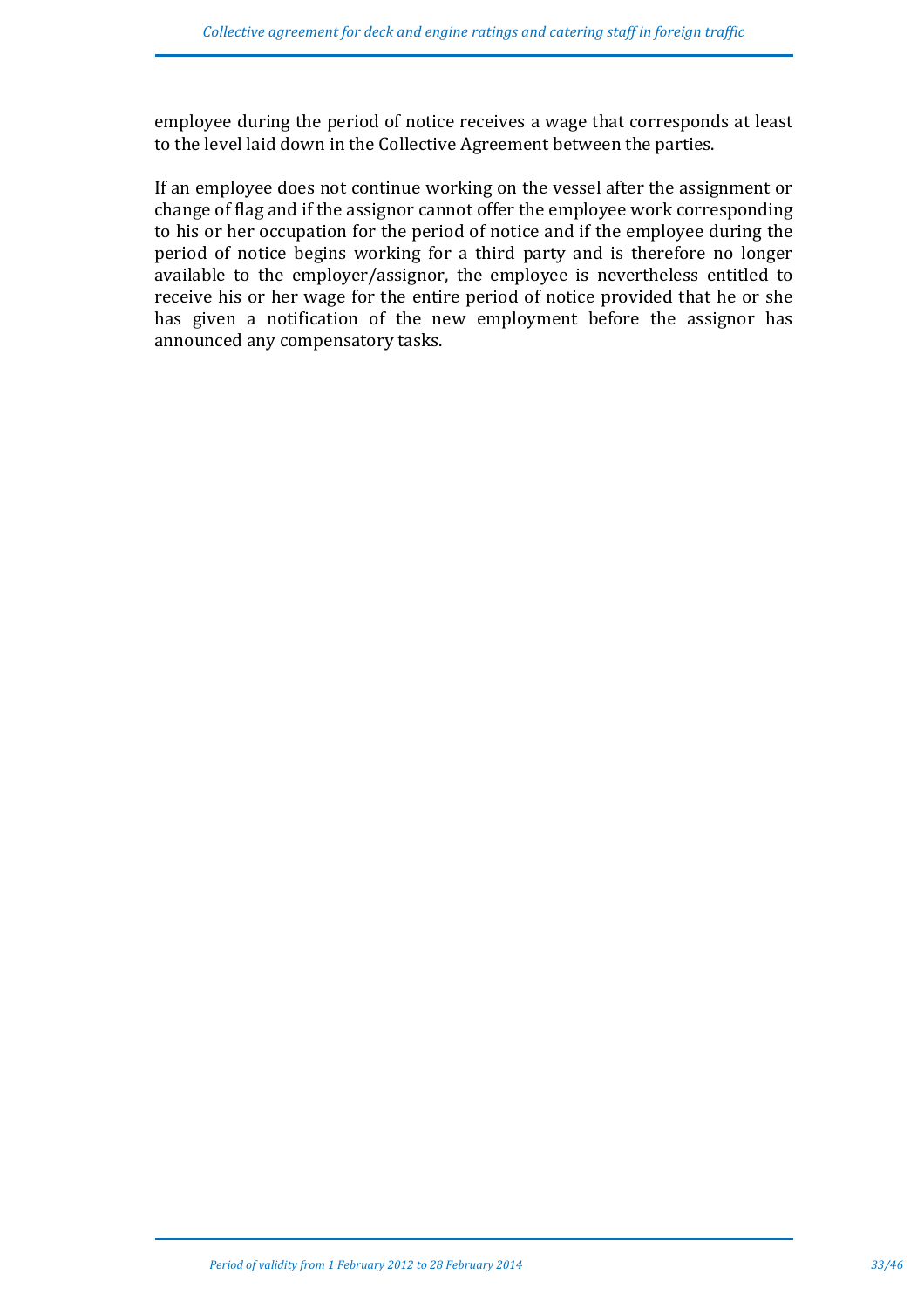employee during the period of notice receives a wage that corresponds at least to the level laid down in the Collective Agreement between the parties.

If an employee does not continue working on the vessel after the assignment or change of flag and if the assignor cannot offer the employee work corresponding to his or her occupation for the period of notice and if the employee during the period of notice begins working for a third party and is therefore no longer available to the employer/assignor, the employee is nevertheless entitled to receive his or her wage for the entire period of notice provided that he or she has given a notification of the new employment before the assignor has announced any compensatory tasks.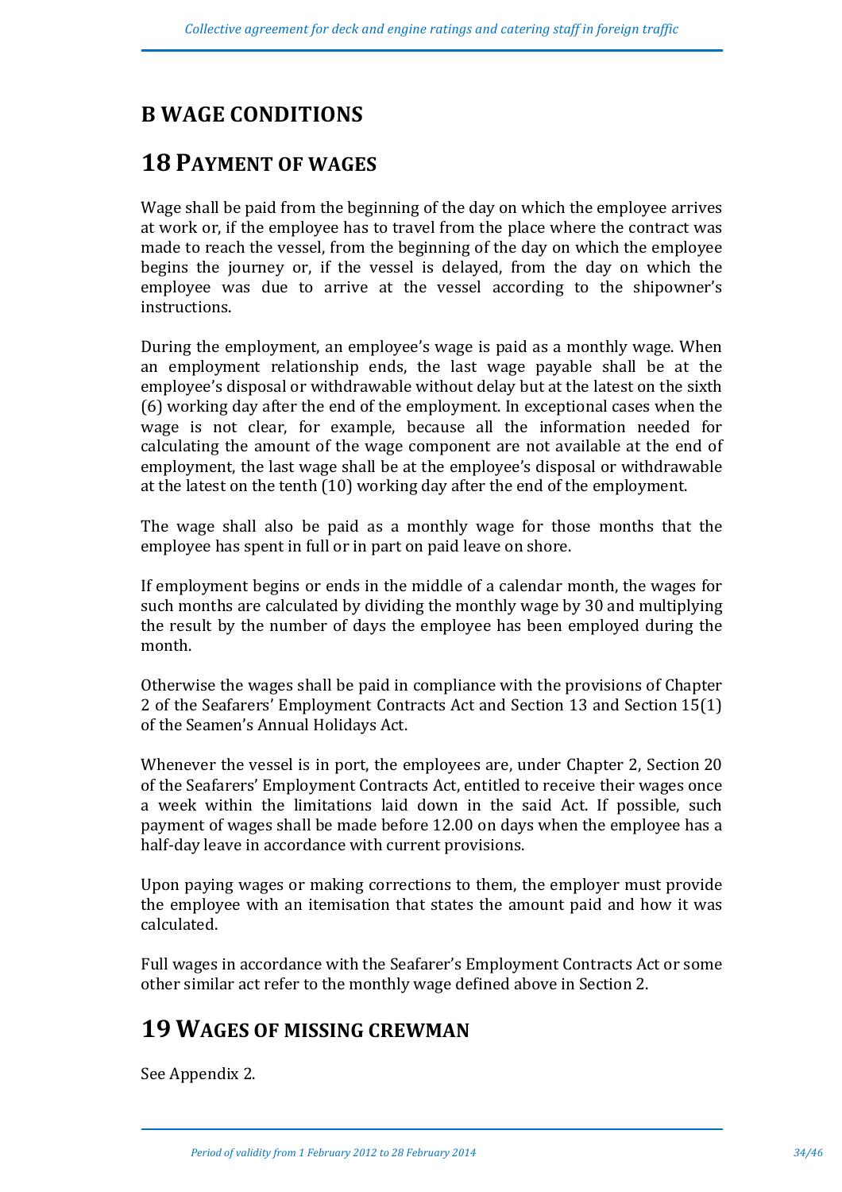# B WAGE CONDITIONS

## 18 PAYMENT OF WAGES

Wage shall be paid from the beginning of the day on which the employee arrives at work or, if the employee has to travel from the place where the contract was made to reach the vessel, from the beginning of the day on which the employee begins the journey or, if the vessel is delayed, from the day on which the employee was due to arrive at the vessel according to the shipowner's instructions.

During the employment, an employee's wage is paid as a monthly wage. When an employment relationship ends, the last wage payable shall be at the employee's disposal or withdrawable without delay but at the latest on the sixth (6) working day after the end of the employment. In exceptional cases when the wage is not clear, for example, because all the information needed for calculating the amount of the wage component are not available at the end of employment, the last wage shall be at the employee's disposal or withdrawable at the latest on the tenth (10) working day after the end of the employment.

The wage shall also be paid as a monthly wage for those months that the employee has spent in full or in part on paid leave on shore.

If employment begins or ends in the middle of a calendar month, the wages for such months are calculated by dividing the monthly wage by 30 and multiplying the result by the number of days the employee has been employed during the month.

Otherwise the wages shall be paid in compliance with the provisions of Chapter 2 of the Seafarers' Employment Contracts Act and Section 13 and Section 15(1) of the Seamen's Annual Holidays Act.

Whenever the vessel is in port, the employees are, under Chapter 2, Section 20 of the Seafarers' Employment Contracts Act, entitled to receive their wages once a week within the limitations laid down in the said Act. If possible, such payment of wages shall be made before 12.00 on days when the employee has a half-day leave in accordance with current provisions.

Upon paying wages or making corrections to them, the employer must provide the employee with an itemisation that states the amount paid and how it was calculated.

Full wages in accordance with the Seafarer's Employment Contracts Act or some other similar act refer to the monthly wage defined above in Section 2.

## 19 WAGES OF MISSING CREWMAN

See Appendix 2.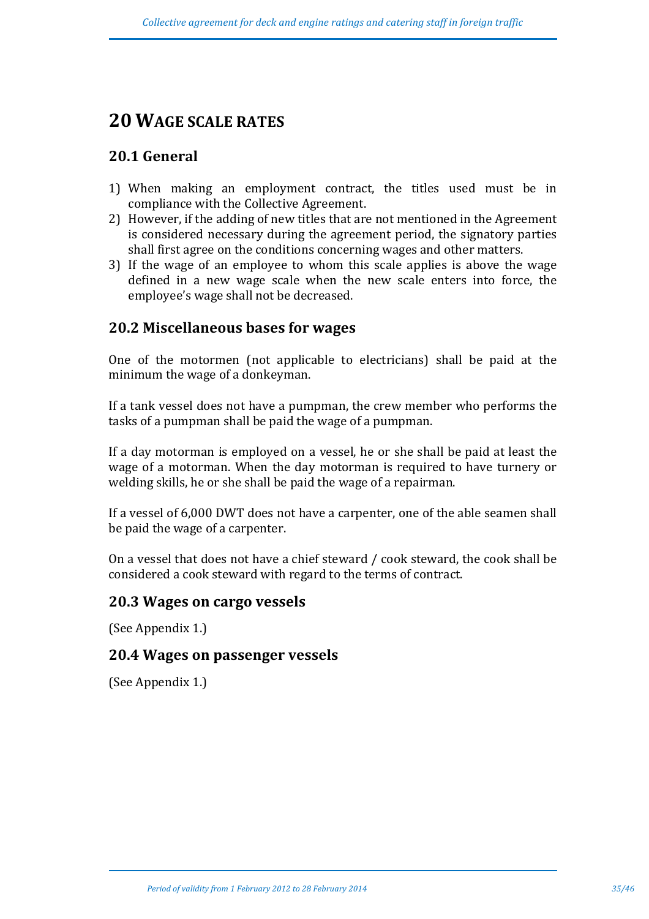# 20 WAGE SCALE RATES

## 20.1 General

1) When making an employment contract, the titles used must be in compliance with the Collective Agreement.
2) However, if the adding of new titles that are not mentioned in the Agreement is considered necessary during the agreement period, the signatory parties shall first agree on the conditions concerning wages and other matters.
3) If the wage of an employee to whom this scale applies is above the wage defined in a new wage scale when the new scale enters into force, the employee's wage shall not be decreased.

## 20.2 Miscellaneous bases for wages

One of the motormen (not applicable to electricians) shall be paid at the minimum the wage of a donkeyman.

If a tank vessel does not have a pumpman, the crew member who performs the tasks of a pumpman shall be paid the wage of a pumpman.

If a day motorman is employed on a vessel, he or she shall be paid at least the wage of a motorman. When the day motorman is required to have turnery or welding skills, he or she shall be paid the wage of a repairman.

If a vessel of 6,000 DWT does not have a carpenter, one of the able seamen shall be paid the wage of a carpenter.

On a vessel that does not have a chief steward / cook steward, the cook shall be considered a cook steward with regard to the terms of contract.

## 20.3 Wages on cargo vessels

(See Appendix 1.)

## 20.4 Wages on passenger vessels

(See Appendix 1.)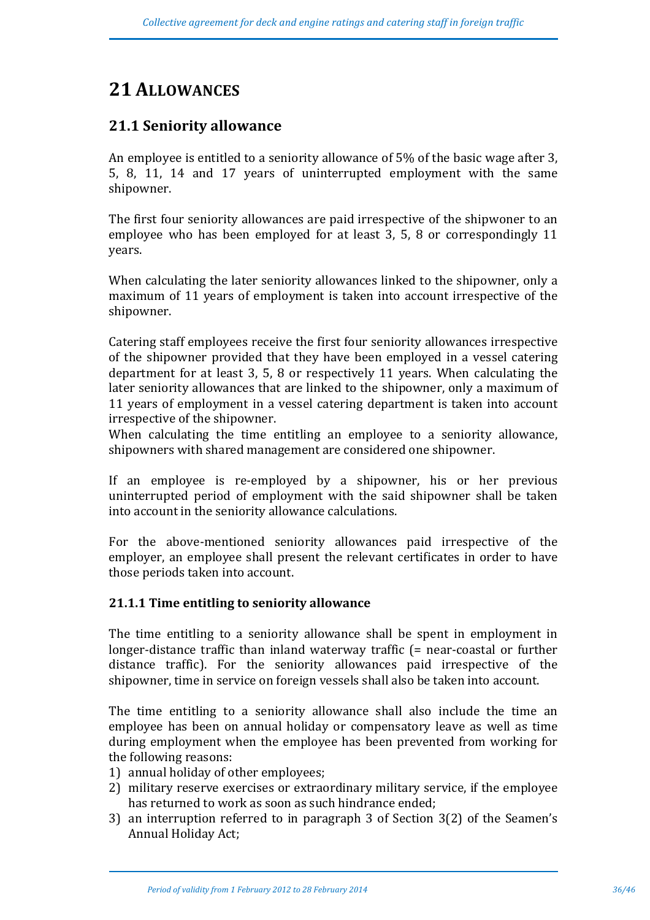# 21 ALLOWANCES

## 21.1 Seniority allowance

An employee is entitled to a seniority allowance of 5% of the basic wage after 3, 5, 8, 11, 14 and 17 years of uninterrupted employment with the same shipowner.

The first four seniority allowances are paid irrespective of the shipwoner to an employee who has been employed for at least 3, 5, 8 or correspondingly 11 years.

When calculating the later seniority allowances linked to the shipowner, only a maximum of 11 years of employment is taken into account irrespective of the shipowner.

Catering staff employees receive the first four seniority allowances irrespective of the shipowner provided that they have been employed in a vessel catering department for at least 3, 5, 8 or respectively 11 years. When calculating the later seniority allowances that are linked to the shipowner, only a maximum of 11 years of employment in a vessel catering department is taken into account irrespective of the shipowner.

When calculating the time entitling an employee to a seniority allowance, shipowners with shared management are considered one shipowner.

If an employee is re-employed by a shipowner, his or her previous uninterrupted period of employment with the said shipowner shall be taken into account in the seniority allowance calculations.

For the above-mentioned seniority allowances paid irrespective of the employer, an employee shall present the relevant certificates in order to have those periods taken into account.

### 21.1.1 Time entitling to seniority allowance

The time entitling to a seniority allowance shall be spent in employment in longer-distance traffic than inland waterway traffic (= near-coastal or further distance traffic). For the seniority allowances paid irrespective of the shipowner, time in service on foreign vessels shall also be taken into account.

The time entitling to a seniority allowance shall also include the time an employee has been on annual holiday or compensatory leave as well as time during employment when the employee has been prevented from working for the following reasons:

1) annual holiday of other employees;
2) military reserve exercises or extraordinary military service, if the employee has returned to work as soon as such hindrance ended;
3) an interruption referred to in paragraph 3 of Section 3(2) of the Seamen's Annual Holiday Act;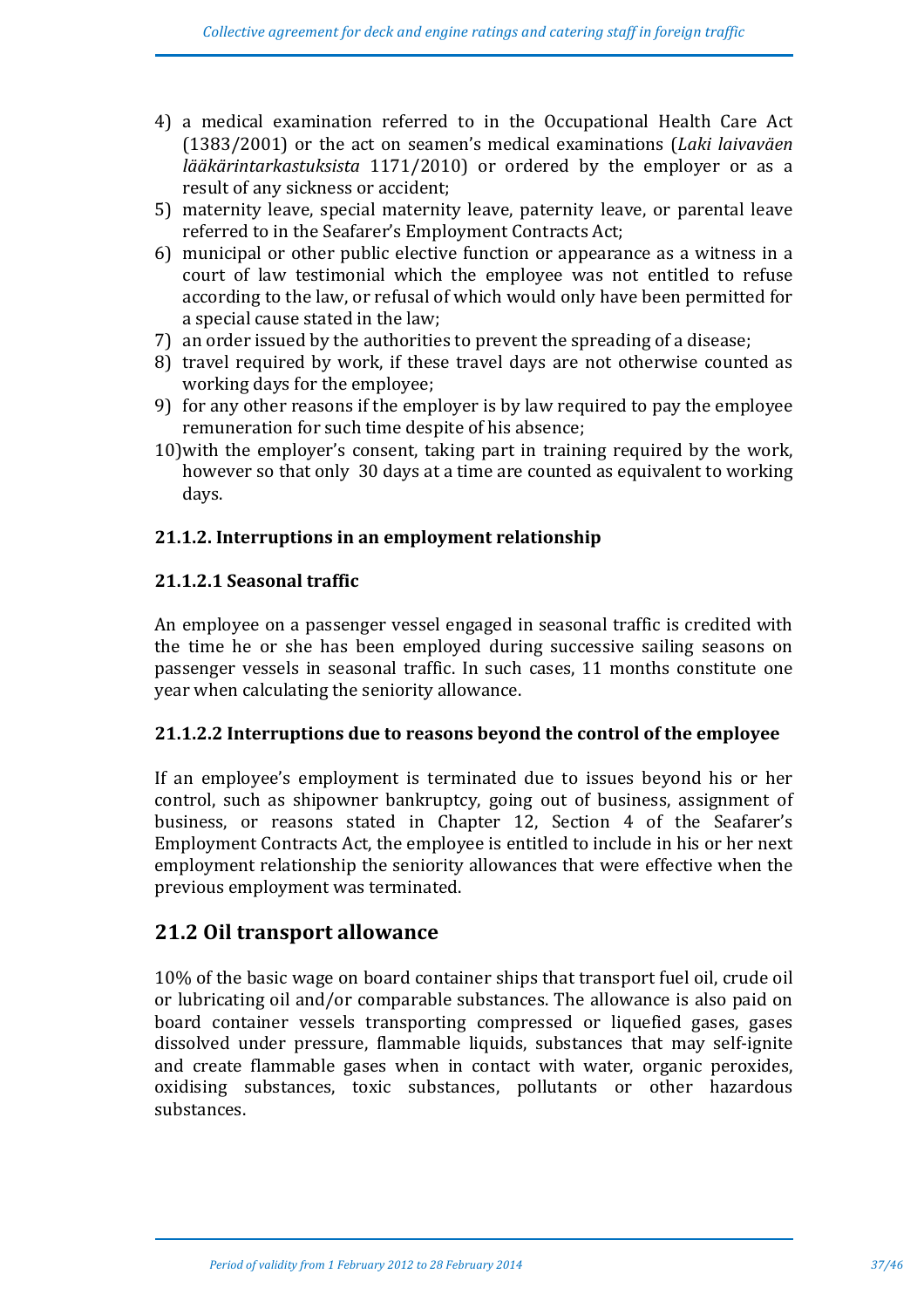4) a medical examination referred to in the Occupational Health Care Act (1383/2001) or the act on seamen's medical examinations (*Laki laivaväen lääkärintarkastuksista* 1171/2010) or ordered by the employer or as a result of any sickness or accident;
5) maternity leave, special maternity leave, paternity leave, or parental leave referred to in the Seafarer's Employment Contracts Act;
6) municipal or other public elective function or appearance as a witness in a court of law testimonial which the employee was not entitled to refuse according to the law, or refusal of which would only have been permitted for a special cause stated in the law;
7) an order issued by the authorities to prevent the spreading of a disease;
8) travel required by work, if these travel days are not otherwise counted as working days for the employee;
9) for any other reasons if the employer is by law required to pay the employee remuneration for such time despite of his absence;
10) with the employer's consent, taking part in training required by the work, however so that only 30 days at a time are counted as equivalent to working days.

### 21.1.2. Interruptions in an employment relationship

#### 21.1.2.1 Seasonal traffic

An employee on a passenger vessel engaged in seasonal traffic is credited with the time he or she has been employed during successive sailing seasons on passenger vessels in seasonal traffic. In such cases, 11 months constitute one year when calculating the seniority allowance.

#### 21.1.2.2 Interruptions due to reasons beyond the control of the employee

If an employee's employment is terminated due to issues beyond his or her control, such as shipowner bankruptcy, going out of business, assignment of business, or reasons stated in Chapter 12, Section 4 of the Seafarer's Employment Contracts Act, the employee is entitled to include in his or her next employment relationship the seniority allowances that were effective when the previous employment was terminated.

## 21.2 Oil transport allowance

10% of the basic wage on board container ships that transport fuel oil, crude oil or lubricating oil and/or comparable substances. The allowance is also paid on board container vessels transporting compressed or liquefied gases, gases dissolved under pressure, flammable liquids, substances that may self-ignite and create flammable gases when in contact with water, organic peroxides, oxidising substances, toxic substances, pollutants or other hazardous substances.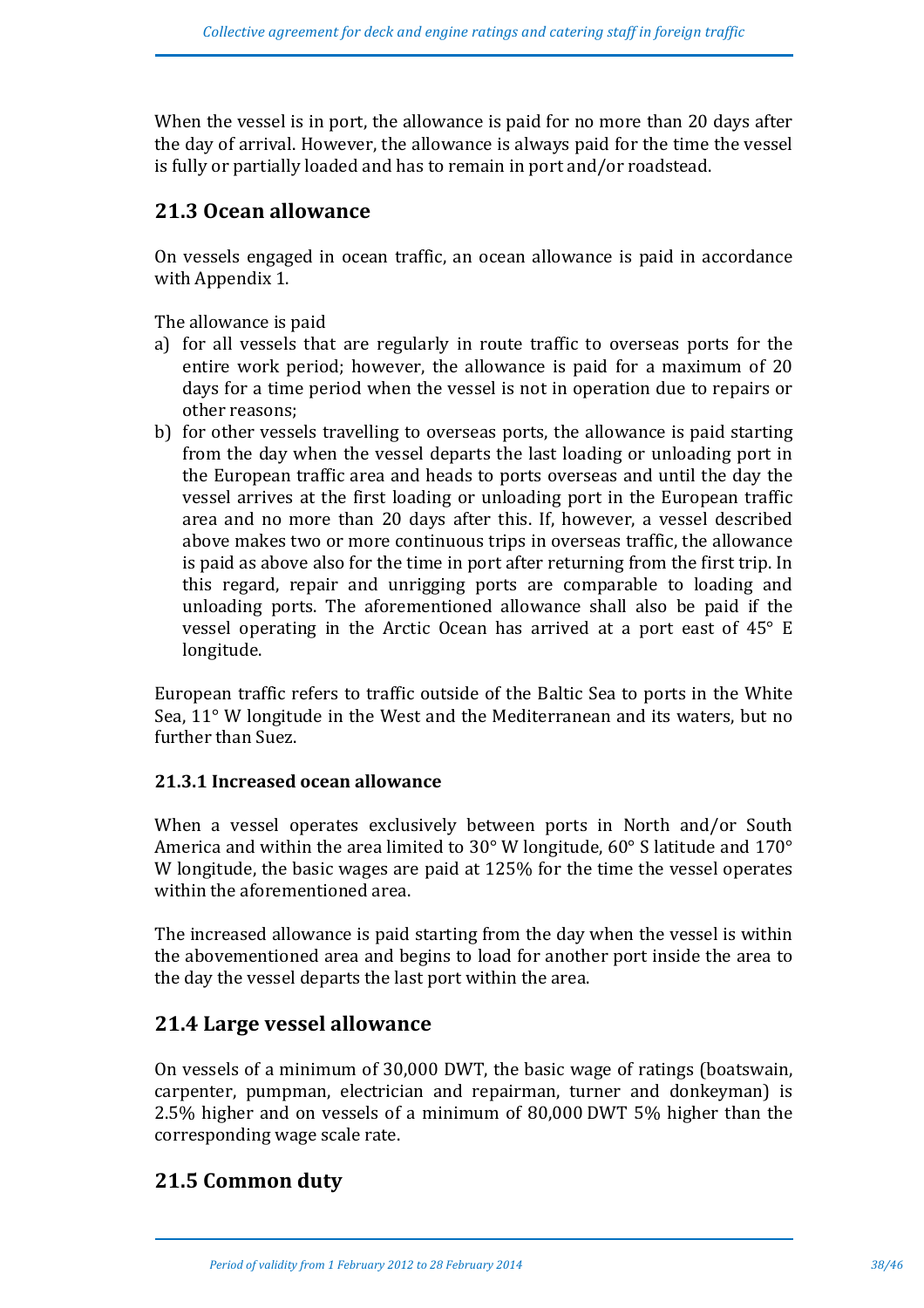When the vessel is in port, the allowance is paid for no more than 20 days after the day of arrival. However, the allowance is always paid for the time the vessel is fully or partially loaded and has to remain in port and/or roadstead.

## 21.3 Ocean allowance

On vessels engaged in ocean traffic, an ocean allowance is paid in accordance with Appendix 1.

The allowance is paid

a) for all vessels that are regularly in route traffic to overseas ports for the entire work period; however, the allowance is paid for a maximum of 20 days for a time period when the vessel is not in operation due to repairs or other reasons;
b) for other vessels travelling to overseas ports, the allowance is paid starting from the day when the vessel departs the last loading or unloading port in the European traffic area and heads to ports overseas and until the day the vessel arrives at the first loading or unloading port in the European traffic area and no more than 20 days after this. If, however, a vessel described above makes two or more continuous trips in overseas traffic, the allowance is paid as above also for the time in port after returning from the first trip. In this regard, repair and unrigging ports are comparable to loading and unloading ports. The aforementioned allowance shall also be paid if the vessel operating in the Arctic Ocean has arrived at a port east of 45° E longitude.

European traffic refers to traffic outside of the Baltic Sea to ports in the White Sea, 11° W longitude in the West and the Mediterranean and its waters, but no further than Suez.

### 21.3.1 Increased ocean allowance

When a vessel operates exclusively between ports in North and/or South America and within the area limited to 30° W longitude, 60° S latitude and 170° W longitude, the basic wages are paid at 125% for the time the vessel operates within the aforementioned area.

The increased allowance is paid starting from the day when the vessel is within the abovementioned area and begins to load for another port inside the area to the day the vessel departs the last port within the area.

## 21.4 Large vessel allowance

On vessels of a minimum of 30,000 DWT, the basic wage of ratings (boatswain, carpenter, pumpman, electrician and repairman, turner and donkeyman) is 2.5% higher and on vessels of a minimum of 80,000 DWT 5% higher than the corresponding wage scale rate.

## 21.5 Common duty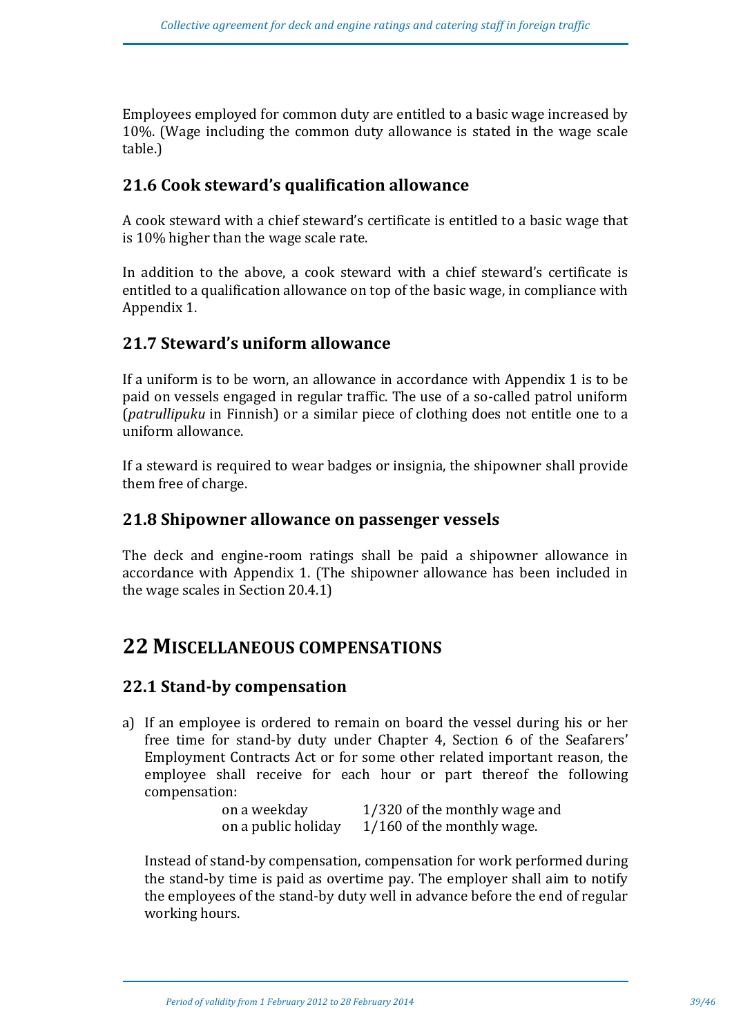Employees employed for common duty are entitled to a basic wage increased by 10%. (Wage including the common duty allowance is stated in the wage scale table.)

### 21.6 Cook steward's qualification allowance

A cook steward with a chief steward's certificate is entitled to a basic wage that is 10% higher than the wage scale rate.

In addition to the above, a cook steward with a chief steward's certificate is entitled to a qualification allowance on top of the basic wage, in compliance with Appendix 1.

### 21.7 Steward's uniform allowance

If a uniform is to be worn, an allowance in accordance with Appendix 1 is to be paid on vessels engaged in regular traffic. The use of a so-called patrol uniform (*patrullipuku* in Finnish) or a similar piece of clothing does not entitle one to a uniform allowance.

If a steward is required to wear badges or insignia, the shipowner shall provide them free of charge.

### 21.8 Shipowner allowance on passenger vessels

The deck and engine-room ratings shall be paid a shipowner allowance in accordance with Appendix 1. (The shipowner allowance has been included in the wage scales in Section 20.4.1)

## 22 MISCELLANEOUS COMPENSATIONS

### 22.1 Stand-by compensation

a) If an employee is ordered to remain on board the vessel during his or her free time for stand-by duty under Chapter 4, Section 6 of the Seafarers' Employment Contracts Act or for some other related important reason, the employee shall receive for each hour or part thereof the following compensation:

   on a weekday 1/320 of the monthly wage and
   on a public holiday 1/160 of the monthly wage.

   Instead of stand-by compensation, compensation for work performed during the stand-by time is paid as overtime pay. The employer shall aim to notify the employees of the stand-by duty well in advance before the end of regular working hours.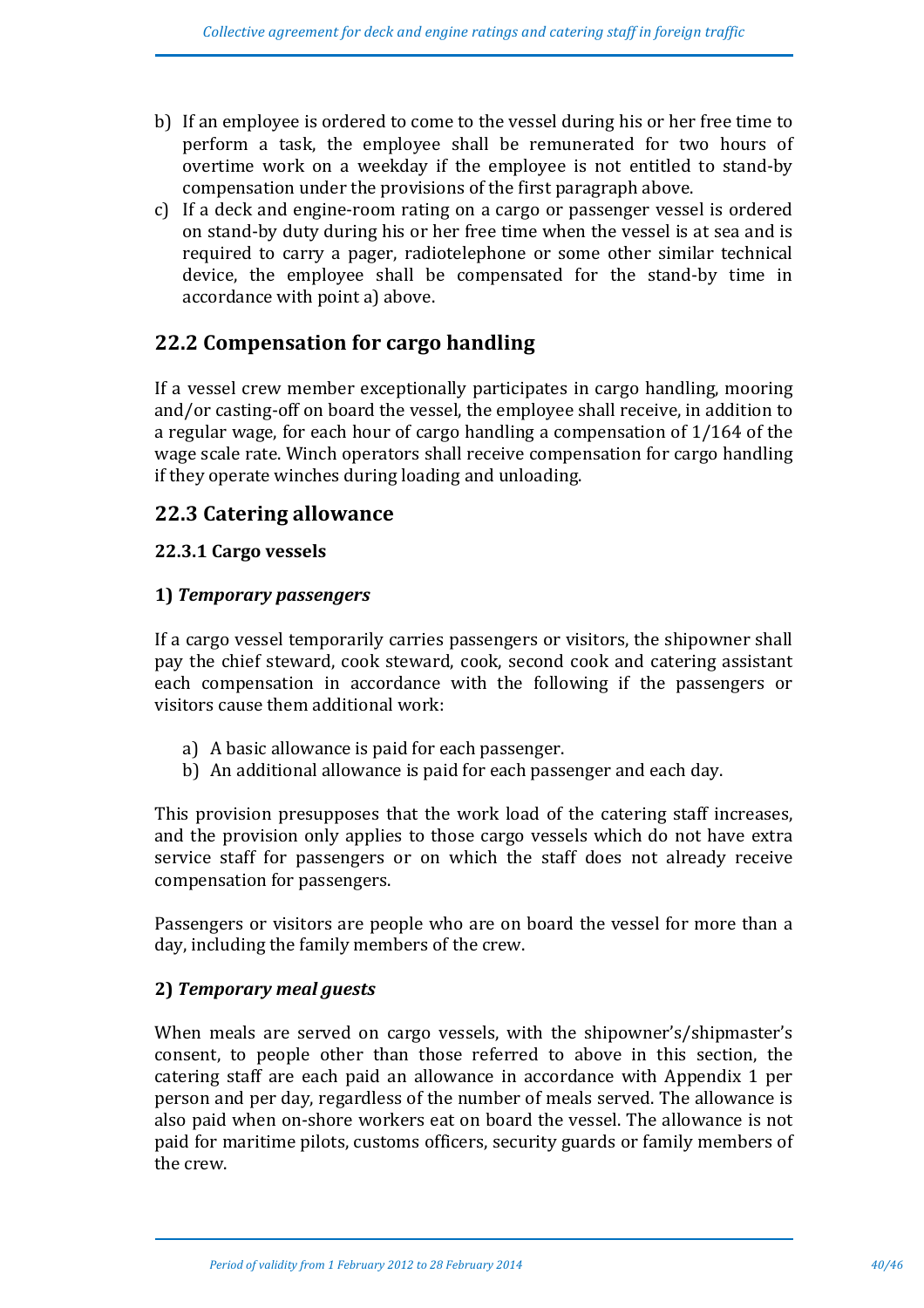b) If an employee is ordered to come to the vessel during his or her free time to perform a task, the employee shall be remunerated for two hours of overtime work on a weekday if the employee is not entitled to stand-by compensation under the provisions of the first paragraph above.
c) If a deck and engine-room rating on a cargo or passenger vessel is ordered on stand-by duty during his or her free time when the vessel is at sea and is required to carry a pager, radiotelephone or some other similar technical device, the employee shall be compensated for the stand-by time in accordance with point a) above.

## 22.2 Compensation for cargo handling

If a vessel crew member exceptionally participates in cargo handling, mooring and/or casting-off on board the vessel, the employee shall receive, in addition to a regular wage, for each hour of cargo handling a compensation of 1/164 of the wage scale rate. Winch operators shall receive compensation for cargo handling if they operate winches during loading and unloading.

## 22.3 Catering allowance

### 22.3.1 Cargo vessels

#### 1) *Temporary passengers*

If a cargo vessel temporarily carries passengers or visitors, the shipowner shall pay the chief steward, cook steward, cook, second cook and catering assistant each compensation in accordance with the following if the passengers or visitors cause them additional work:

a) A basic allowance is paid for each passenger.
b) An additional allowance is paid for each passenger and each day.

This provision presupposes that the work load of the catering staff increases, and the provision only applies to those cargo vessels which do not have extra service staff for passengers or on which the staff does not already receive compensation for passengers.

Passengers or visitors are people who are on board the vessel for more than a day, including the family members of the crew.

#### 2) *Temporary meal guests*

When meals are served on cargo vessels, with the shipowner's/shipmaster's consent, to people other than those referred to above in this section, the catering staff are each paid an allowance in accordance with Appendix 1 per person and per day, regardless of the number of meals served. The allowance is also paid when on-shore workers eat on board the vessel. The allowance is not paid for maritime pilots, customs officers, security guards or family members of the crew.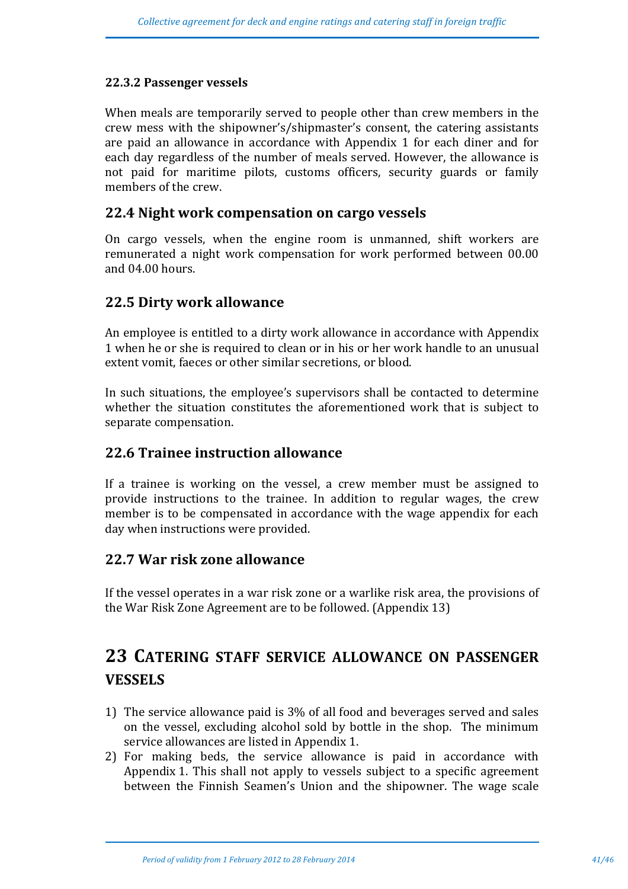### 22.3.2 Passenger vessels

When meals are temporarily served to people other than crew members in the crew mess with the shipowner's/shipmaster's consent, the catering assistants are paid an allowance in accordance with Appendix 1 for each diner and for each day regardless of the number of meals served. However, the allowance is not paid for maritime pilots, customs officers, security guards or family members of the crew.

## 22.4 Night work compensation on cargo vessels

On cargo vessels, when the engine room is unmanned, shift workers are remunerated a night work compensation for work performed between 00.00 and 04.00 hours.

## 22.5 Dirty work allowance

An employee is entitled to a dirty work allowance in accordance with Appendix 1 when he or she is required to clean or in his or her work handle to an unusual extent vomit, faeces or other similar secretions, or blood.

In such situations, the employee's supervisors shall be contacted to determine whether the situation constitutes the aforementioned work that is subject to separate compensation.

## 22.6 Trainee instruction allowance

If a trainee is working on the vessel, a crew member must be assigned to provide instructions to the trainee. In addition to regular wages, the crew member is to be compensated in accordance with the wage appendix for each day when instructions were provided.

## 22.7 War risk zone allowance

If the vessel operates in a war risk zone or a warlike risk area, the provisions of the War Risk Zone Agreement are to be followed. (Appendix 13)

# 23 CATERING STAFF SERVICE ALLOWANCE ON PASSENGER VESSELS

1) The service allowance paid is 3% of all food and beverages served and sales on the vessel, excluding alcohol sold by bottle in the shop. The minimum service allowances are listed in Appendix 1.
2) For making beds, the service allowance is paid in accordance with Appendix 1. This shall not apply to vessels subject to a specific agreement between the Finnish Seamen's Union and the shipowner. The wage scale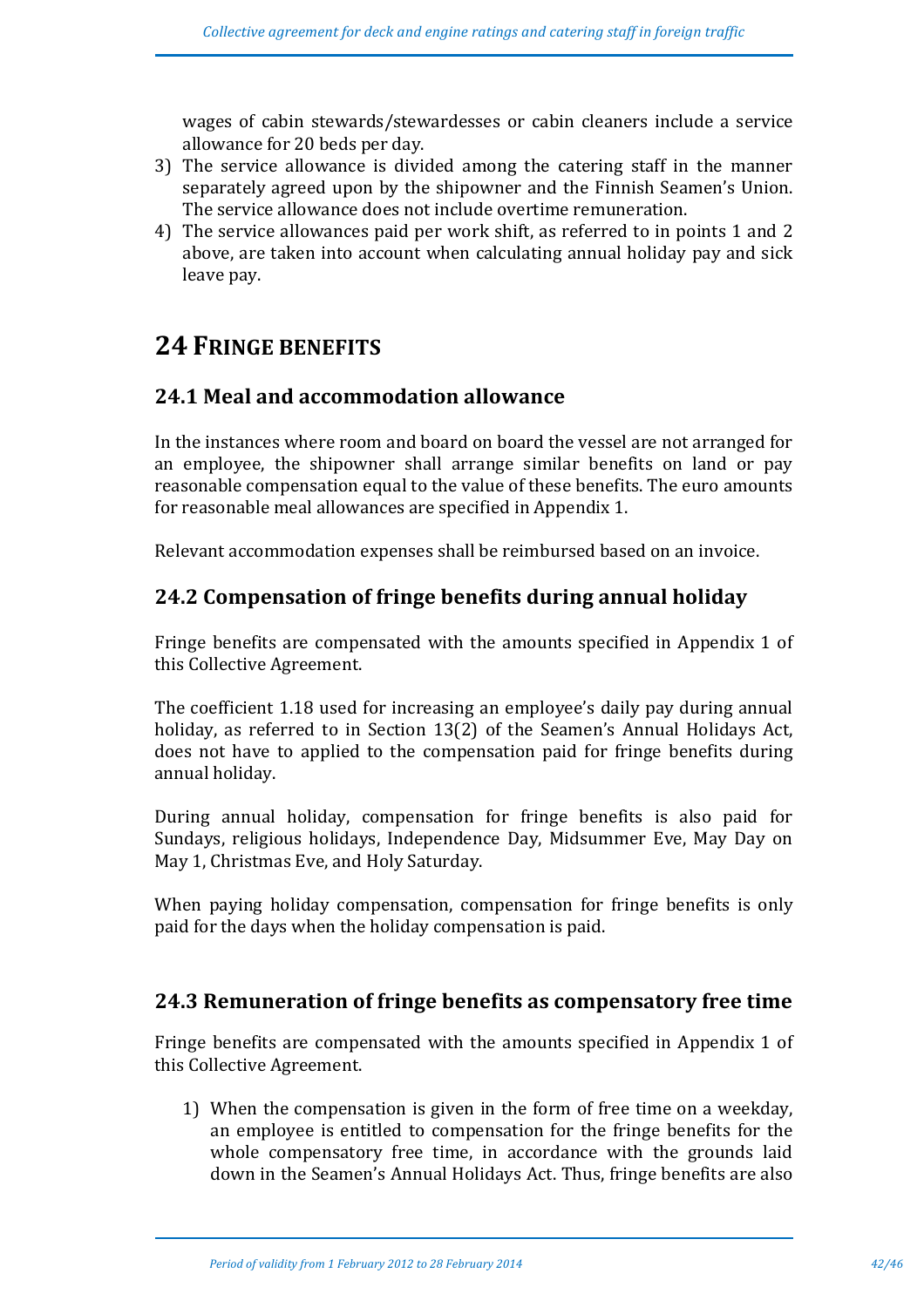wages of cabin stewards/stewardesses or cabin cleaners include a service allowance for 20 beds per day.

3) The service allowance is divided among the catering staff in the manner separately agreed upon by the shipowner and the Finnish Seamen's Union. The service allowance does not include overtime remuneration.
4) The service allowances paid per work shift, as referred to in points 1 and 2 above, are taken into account when calculating annual holiday pay and sick leave pay.

# 24 FRINGE BENEFITS

## 24.1 Meal and accommodation allowance

In the instances where room and board on board the vessel are not arranged for an employee, the shipowner shall arrange similar benefits on land or pay reasonable compensation equal to the value of these benefits. The euro amounts for reasonable meal allowances are specified in Appendix 1.

Relevant accommodation expenses shall be reimbursed based on an invoice.

## 24.2 Compensation of fringe benefits during annual holiday

Fringe benefits are compensated with the amounts specified in Appendix 1 of this Collective Agreement.

The coefficient 1.18 used for increasing an employee's daily pay during annual holiday, as referred to in Section 13(2) of the Seamen's Annual Holidays Act, does not have to applied to the compensation paid for fringe benefits during annual holiday.

During annual holiday, compensation for fringe benefits is also paid for Sundays, religious holidays, Independence Day, Midsummer Eve, May Day on May 1, Christmas Eve, and Holy Saturday.

When paying holiday compensation, compensation for fringe benefits is only paid for the days when the holiday compensation is paid.

## 24.3 Remuneration of fringe benefits as compensatory free time

Fringe benefits are compensated with the amounts specified in Appendix 1 of this Collective Agreement.

1) When the compensation is given in the form of free time on a weekday, an employee is entitled to compensation for the fringe benefits for the whole compensatory free time, in accordance with the grounds laid down in the Seamen's Annual Holidays Act. Thus, fringe benefits are also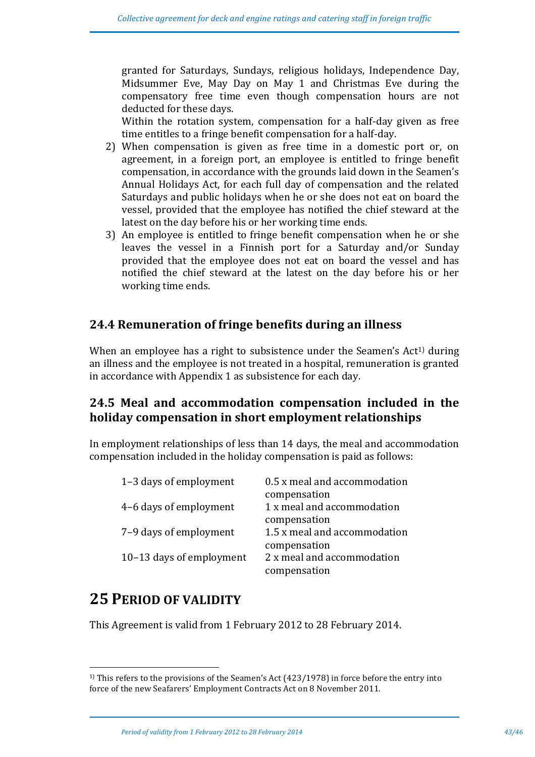granted for Saturdays, Sundays, religious holidays, Independence Day, Midsummer Eve, May Day on May 1 and Christmas Eve during the compensatory free time even though compensation hours are not deducted for these days.

Within the rotation system, compensation for a half-day given as free time entitles to a fringe benefit compensation for a half-day.

2) When compensation is given as free time in a domestic port or, on agreement, in a foreign port, an employee is entitled to fringe benefit compensation, in accordance with the grounds laid down in the Seamen's Annual Holidays Act, for each full day of compensation and the related Saturdays and public holidays when he or she does not eat on board the vessel, provided that the employee has notified the chief steward at the latest on the day before his or her working time ends.
3) An employee is entitled to fringe benefit compensation when he or she leaves the vessel in a Finnish port for a Saturday and/or Sunday provided that the employee does not eat on board the vessel and has notified the chief steward at the latest on the day before his or her working time ends.

## 24.4 Remuneration of fringe benefits during an illness

When an employee has a right to subsistence under the Seamen's Act[1)] during an illness and the employee is not treated in a hospital, remuneration is granted in accordance with Appendix 1 as subsistence for each day.

## 24.5 Meal and accommodation compensation included in the holiday compensation in short employment relationships

In employment relationships of less than 14 days, the meal and accommodation compensation included in the holiday compensation is paid as follows:

| | |
|---|---|
| 1–3 days of employment | 0.5 x meal and accommodation compensation |
| 4–6 days of employment | 1 x meal and accommodation compensation |
| 7–9 days of employment | 1.5 x meal and accommodation compensation |
| 10–13 days of employment | 2 x meal and accommodation compensation |

# 25 Period of validity

This Agreement is valid from 1 February 2012 to 28 February 2014.

---

[1)] This refers to the provisions of the Seamen's Act (423/1978) in force before the entry into force of the new Seafarers' Employment Contracts Act on 8 November 2011.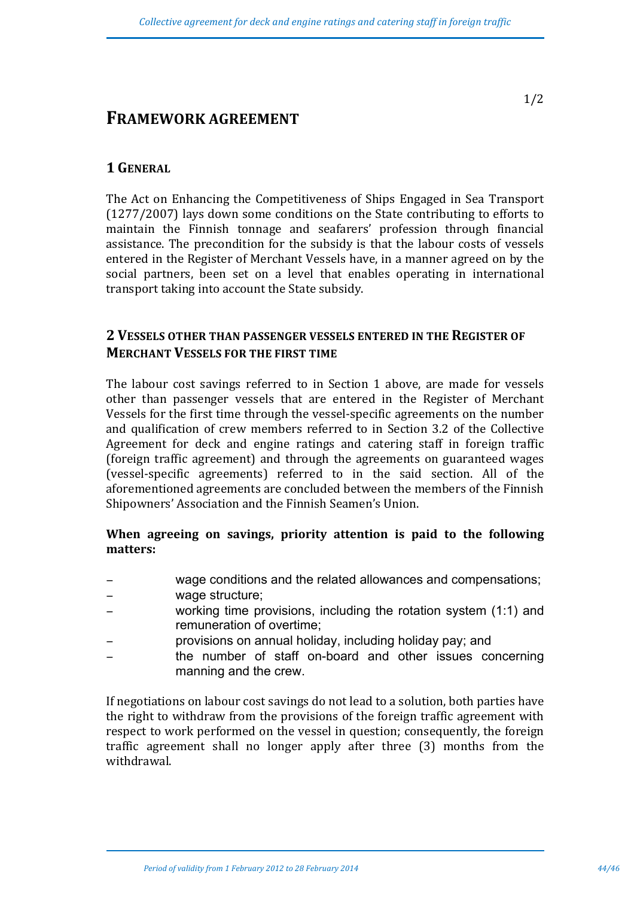# FRAMEWORK AGREEMENT

## 1 GENERAL

The Act on Enhancing the Competitiveness of Ships Engaged in Sea Transport (1277/2007) lays down some conditions on the State contributing to efforts to maintain the Finnish tonnage and seafarers' profession through financial assistance. The precondition for the subsidy is that the labour costs of vessels entered in the Register of Merchant Vessels have, in a manner agreed on by the social partners, been set on a level that enables operating in international transport taking into account the State subsidy.

## 2 VESSELS OTHER THAN PASSENGER VESSELS ENTERED IN THE REGISTER OF MERCHANT VESSELS FOR THE FIRST TIME

The labour cost savings referred to in Section 1 above, are made for vessels other than passenger vessels that are entered in the Register of Merchant Vessels for the first time through the vessel-specific agreements on the number and qualification of crew members referred to in Section 3.2 of the Collective Agreement for deck and engine ratings and catering staff in foreign traffic (foreign traffic agreement) and through the agreements on guaranteed wages (vessel-specific agreements) referred to in the said section. All of the aforementioned agreements are concluded between the members of the Finnish Shipowners' Association and the Finnish Seamen's Union.

**When agreeing on savings, priority attention is paid to the following matters:**

- wage conditions and the related allowances and compensations;
- wage structure;
- working time provisions, including the rotation system (1:1) and remuneration of overtime;
- provisions on annual holiday, including holiday pay; and
- the number of staff on-board and other issues concerning manning and the crew.

If negotiations on labour cost savings do not lead to a solution, both parties have the right to withdraw from the provisions of the foreign traffic agreement with respect to work performed on the vessel in question; consequently, the foreign traffic agreement shall no longer apply after three (3) months from the withdrawal.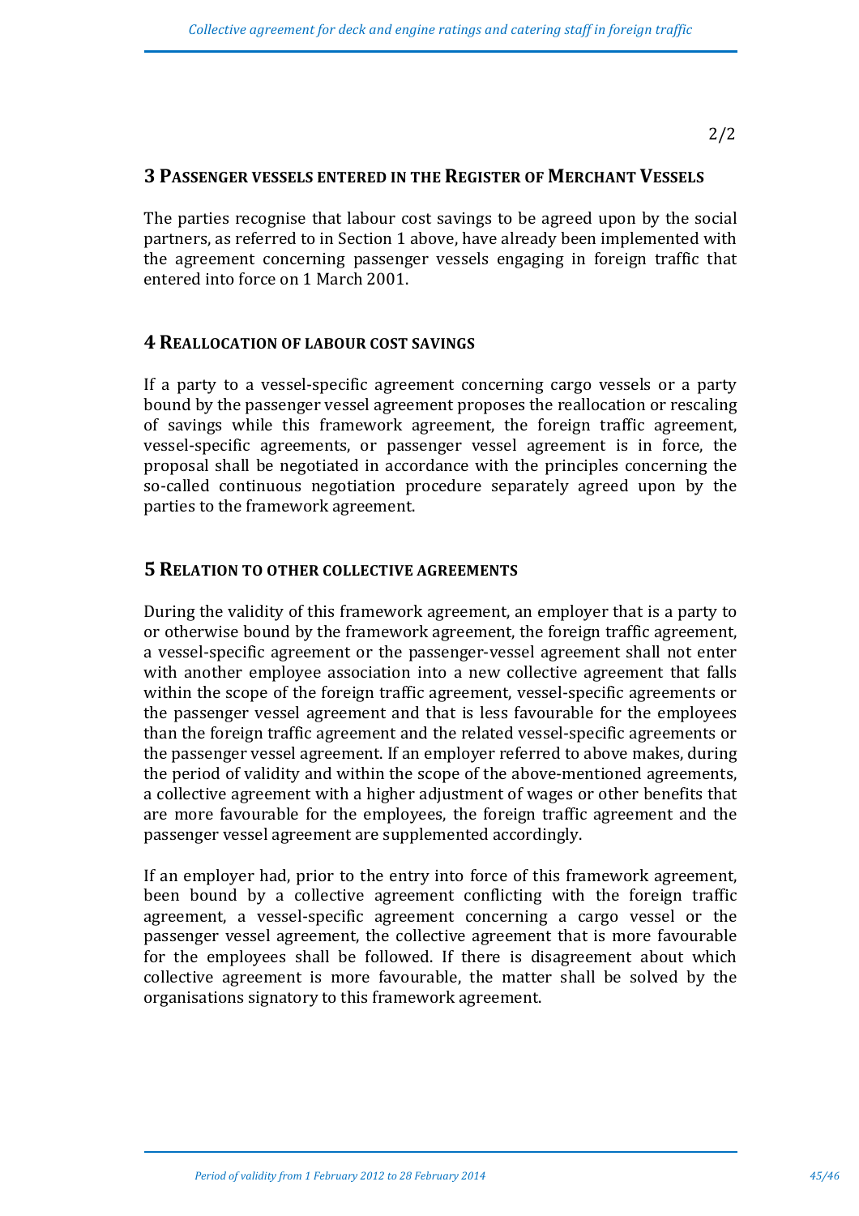2/2

## 3 Passenger vessels entered in the Register of Merchant Vessels

The parties recognise that labour cost savings to be agreed upon by the social partners, as referred to in Section 1 above, have already been implemented with the agreement concerning passenger vessels engaging in foreign traffic that entered into force on 1 March 2001.

## 4 Reallocation of labour cost savings

If a party to a vessel-specific agreement concerning cargo vessels or a party bound by the passenger vessel agreement proposes the reallocation or rescaling of savings while this framework agreement, the foreign traffic agreement, vessel-specific agreements, or passenger vessel agreement is in force, the proposal shall be negotiated in accordance with the principles concerning the so-called continuous negotiation procedure separately agreed upon by the parties to the framework agreement.

## 5 Relation to other collective agreements

During the validity of this framework agreement, an employer that is a party to or otherwise bound by the framework agreement, the foreign traffic agreement, a vessel-specific agreement or the passenger-vessel agreement shall not enter with another employee association into a new collective agreement that falls within the scope of the foreign traffic agreement, vessel-specific agreements or the passenger vessel agreement and that is less favourable for the employees than the foreign traffic agreement and the related vessel-specific agreements or the passenger vessel agreement. If an employer referred to above makes, during the period of validity and within the scope of the above-mentioned agreements, a collective agreement with a higher adjustment of wages or other benefits that are more favourable for the employees, the foreign traffic agreement and the passenger vessel agreement are supplemented accordingly.

If an employer had, prior to the entry into force of this framework agreement, been bound by a collective agreement conflicting with the foreign traffic agreement, a vessel-specific agreement concerning a cargo vessel or the passenger vessel agreement, the collective agreement that is more favourable for the employees shall be followed. If there is disagreement about which collective agreement is more favourable, the matter shall be solved by the organisations signatory to this framework agreement.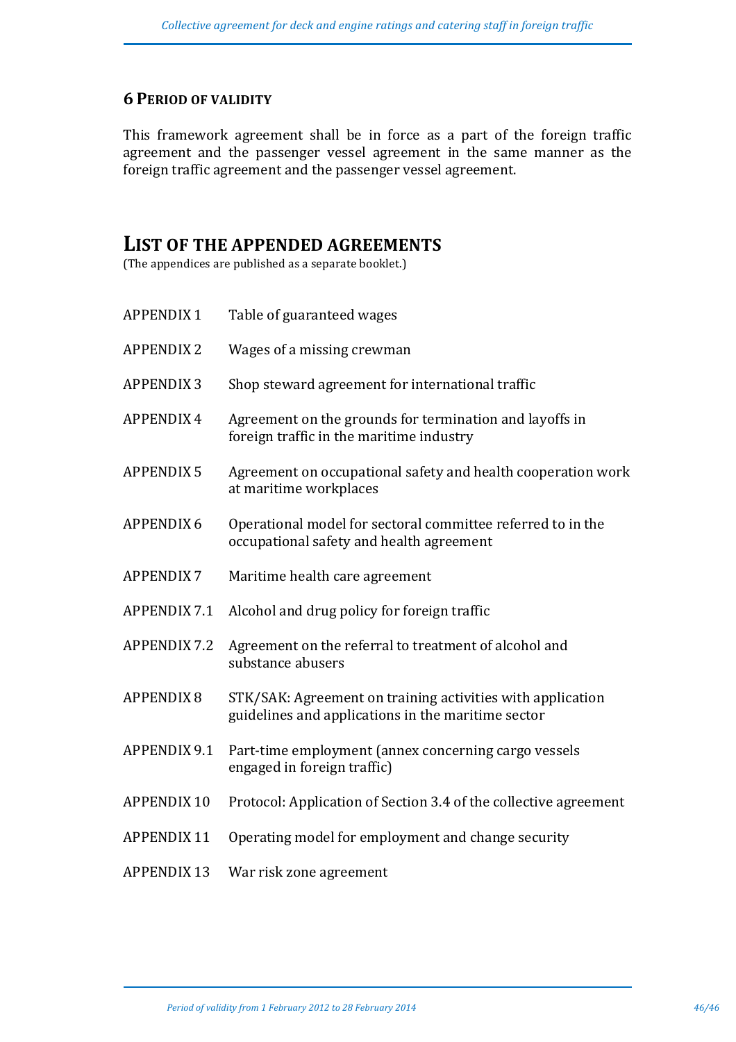## 6 Period of validity

This framework agreement shall be in force as a part of the foreign traffic agreement and the passenger vessel agreement in the same manner as the foreign traffic agreement and the passenger vessel agreement.

# List of the appended agreements

(The appendices are published as a separate booklet.)

| | |
|---|---|
| APPENDIX 1 | Table of guaranteed wages |
| APPENDIX 2 | Wages of a missing crewman |
| APPENDIX 3 | Shop steward agreement for international traffic |
| APPENDIX 4 | Agreement on the grounds for termination and layoffs in foreign traffic in the maritime industry |
| APPENDIX 5 | Agreement on occupational safety and health cooperation work at maritime workplaces |
| APPENDIX 6 | Operational model for sectoral committee referred to in the occupational safety and health agreement |
| APPENDIX 7 | Maritime health care agreement |
| APPENDIX 7.1 | Alcohol and drug policy for foreign traffic |
| APPENDIX 7.2 | Agreement on the referral to treatment of alcohol and substance abusers |
| APPENDIX 8 | STK/SAK: Agreement on training activities with application guidelines and applications in the maritime sector |
| APPENDIX 9.1 | Part-time employment (annex concerning cargo vessels engaged in foreign traffic) |
| APPENDIX 10 | Protocol: Application of Section 3.4 of the collective agreement |
| APPENDIX 11 | Operating model for employment and change security |
| APPENDIX 13 | War risk zone agreement |